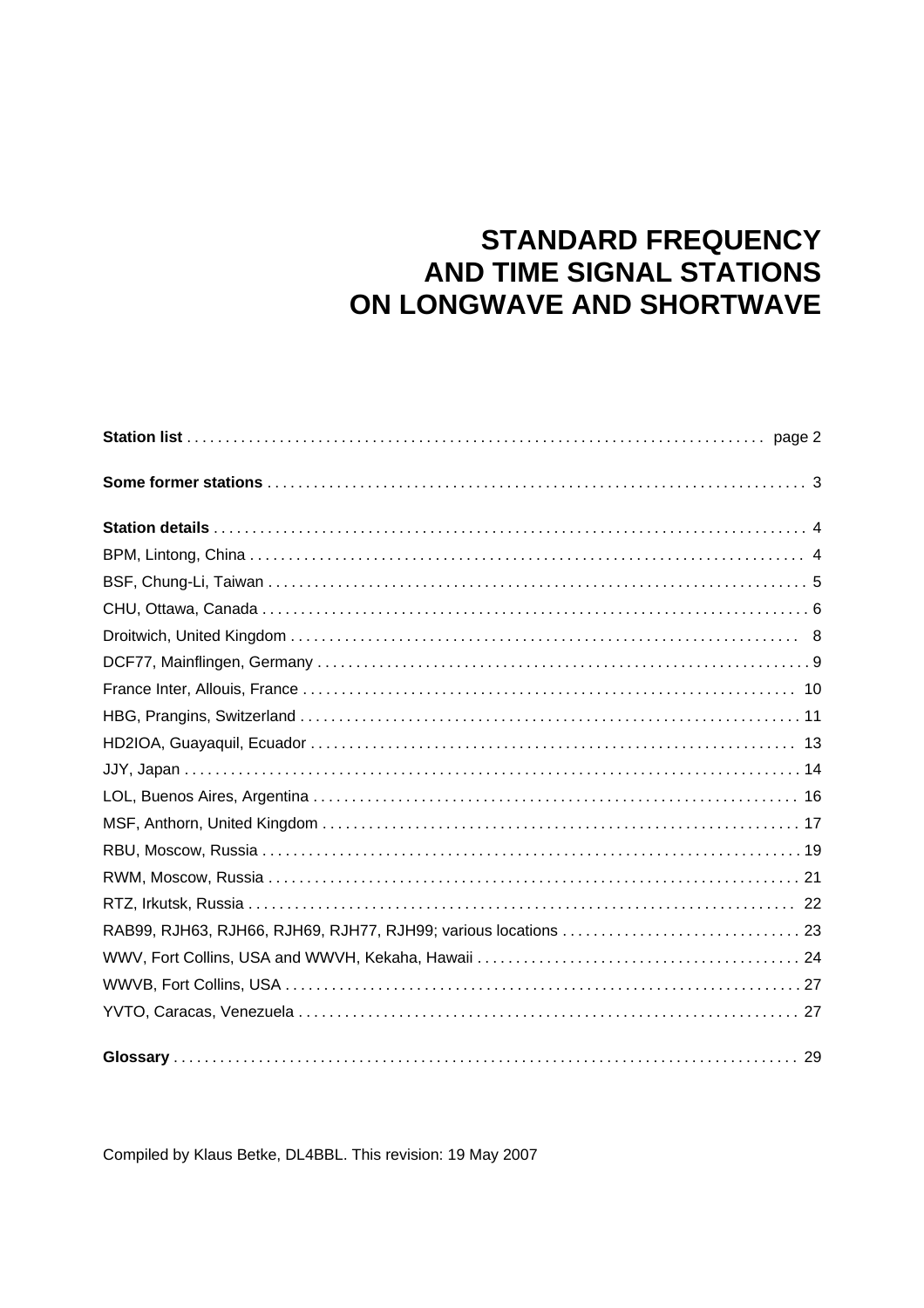# STANDARD FREQUENCY AND TIME SIGNAL STATIONS ON LONGWAVE AND SHORTWAVE

**Station list** . . . . . . . . . . . . . . . . . . . . . . . . . . . . . . . . . . . . . . . . . . . . . . . . . . . . . . . . . . . . . . . . . . . . . . . . . page 2

**Some former stations** . . . . . . . . . . . . . . . . . . . . . . . . . . . . . . . . . . . . . . . . . . . . . . . . . . . . . . . . . . . . . . . . . . . . . 3

**Station details** . . . . . . . . . . . . . . . . . . . . . . . . . . . . . . . . . . . . . . . . . . . . . . . . . . . . . . . . . . . . . . . . . . . . . . . . . . . 4

BPM, Lintong, China . . . . . . . . . . . . . . . . . . . . . . . . . . . . . . . . . . . . . . . . . . . . . . . . . . . . . . . . . . . . . . . . . . . . . . . 4

BSF, Chung-Li, Taiwan . . . . . . . . . . . . . . . . . . . . . . . . . . . . . . . . . . . . . . . . . . . . . . . . . . . . . . . . . . . . . . . . . . . . 5

CHU, Ottawa, Canada . . . . . . . . . . . . . . . . . . . . . . . . . . . . . . . . . . . . . . . . . . . . . . . . . . . . . . . . . . . . . . . . . . . . . 6

Droitwich, United Kingdom . . . . . . . . . . . . . . . . . . . . . . . . . . . . . . . . . . . . . . . . . . . . . . . . . . . . . . . . . . . . . . . . . 8

DCF77, Mainflingen, Germany . . . . . . . . . . . . . . . . . . . . . . . . . . . . . . . . . . . . . . . . . . . . . . . . . . . . . . . . . . . . . . 9

France Inter, Allouis, France . . . . . . . . . . . . . . . . . . . . . . . . . . . . . . . . . . . . . . . . . . . . . . . . . . . . . . . . . . . . . . . 10

HBG, Prangins, Switzerland . . . . . . . . . . . . . . . . . . . . . . . . . . . . . . . . . . . . . . . . . . . . . . . . . . . . . . . . . . . . . . . 11

HD2IOA, Guayaquil, Ecuador . . . . . . . . . . . . . . . . . . . . . . . . . . . . . . . . . . . . . . . . . . . . . . . . . . . . . . . . . . . . . 13

JJY, Japan . . . . . . . . . . . . . . . . . . . . . . . . . . . . . . . . . . . . . . . . . . . . . . . . . . . . . . . . . . . . . . . . . . . . . . . . . . . . . . 14

LOL, Buenos Aires, Argentina . . . . . . . . . . . . . . . . . . . . . . . . . . . . . . . . . . . . . . . . . . . . . . . . . . . . . . . . . . . . . 16

MSF, Anthorn, United Kingdom . . . . . . . . . . . . . . . . . . . . . . . . . . . . . . . . . . . . . . . . . . . . . . . . . . . . . . . . . . . . 17

RBU, Moscow, Russia . . . . . . . . . . . . . . . . . . . . . . . . . . . . . . . . . . . . . . . . . . . . . . . . . . . . . . . . . . . . . . . . . . . . 19

RWM, Moscow, Russia . . . . . . . . . . . . . . . . . . . . . . . . . . . . . . . . . . . . . . . . . . . . . . . . . . . . . . . . . . . . . . . . . . . 21

RTZ, Irkutsk, Russia . . . . . . . . . . . . . . . . . . . . . . . . . . . . . . . . . . . . . . . . . . . . . . . . . . . . . . . . . . . . . . . . . . . . . 22

RAB99, RJH63, RJH66, RJH69, RJH77, RJH99; various locations . . . . . . . . . . . . . . . . . . . . . . . . . . . . . . . 23

WWV, Fort Collins, USA and WWVH, Kekaha, Hawaii . . . . . . . . . . . . . . . . . . . . . . . . . . . . . . . . . . . . . . . . . 24

WWVB, Fort Collins, USA . . . . . . . . . . . . . . . . . . . . . . . . . . . . . . . . . . . . . . . . . . . . . . . . . . . . . . . . . . . . . . . . . 27

YVTO, Caracas, Venezuela . . . . . . . . . . . . . . . . . . . . . . . . . . . . . . . . . . . . . . . . . . . . . . . . . . . . . . . . . . . . . . . 27

**Glossary** . . . . . . . . . . . . . . . . . . . . . . . . . . . . . . . . . . . . . . . . . . . . . . . . . . . . . . . . . . . . . . . . . . . . . . . . . . . . . . 29

Compiled by Klaus Betke, DL4BBL. This revision: 19 May 2007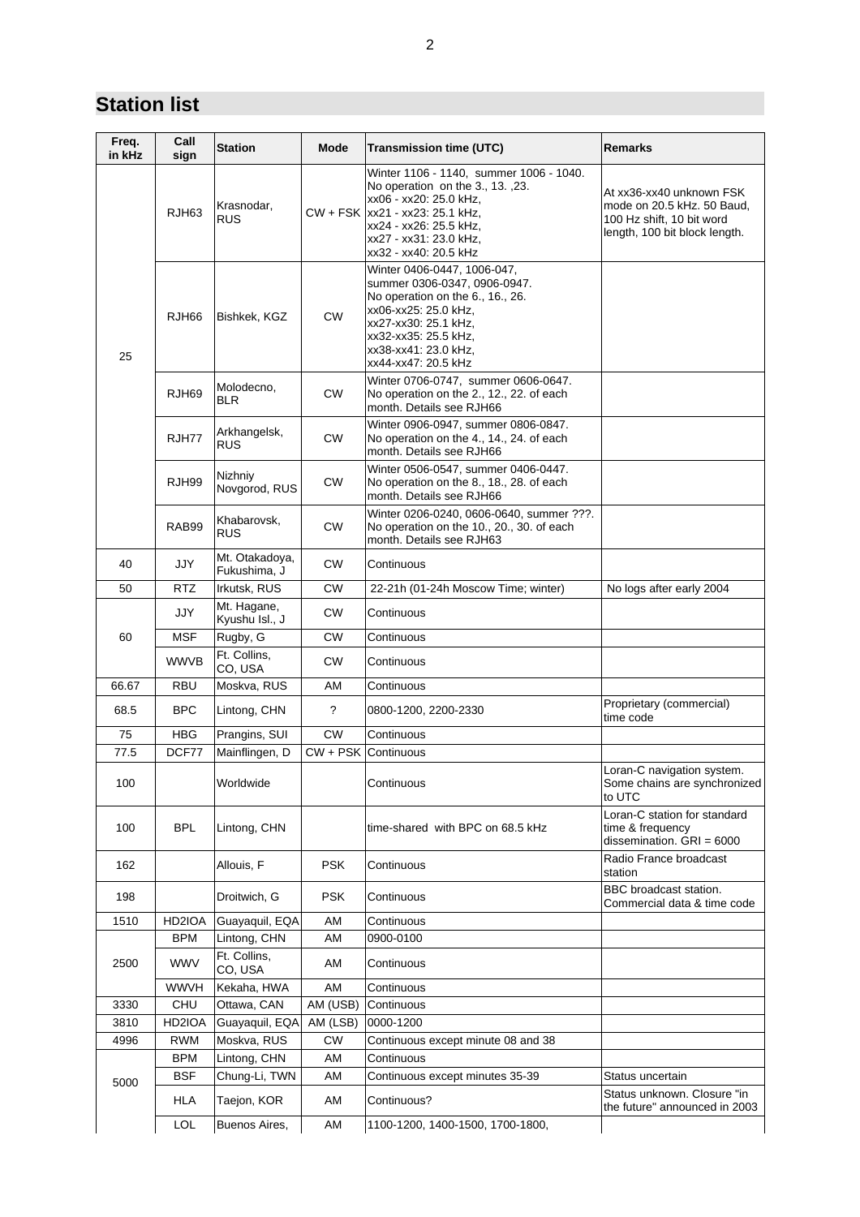## Station list

| Freq. in kHz | Call sign | Station | Mode | Transmission time (UTC) | Remarks |
|---|---|---|---|---|---|
| 25 | RJH63 | Krasnodar, RUS | CW + FSK | Winter 1106 - 1140, summer 1006 - 1040. No operation on the 3., 13. ,23. xx06 - xx20: 25.0 kHz, xx21 - xx23: 25.1 kHz, xx24 - xx26: 25.5 kHz, xx27 - xx31: 23.0 kHz, xx32 - xx40: 20.5 kHz | At xx36-xx40 unknown FSK mode on 20.5 kHz. 50 Baud, 100 Hz shift, 10 bit word length, 100 bit block length. |
| | RJH66 | Bishkek, KGZ | CW | Winter 0406-0447, 1006-047, summer 0306-0347, 0906-0947. No operation on the 6., 16., 26. xx06-xx25: 25.0 kHz, xx27-xx30: 25.1 kHz, xx32-xx35: 25.5 kHz, xx38-xx41: 23.0 kHz, xx44-xx47: 20.5 kHz | |
| | RJH69 | Molodecno, BLR | CW | Winter 0706-0747, summer 0606-0647. No operation on the 2., 12., 22. of each month. Details see RJH66 | |
| | RJH77 | Arkhangelsk, RUS | CW | Winter 0906-0947, summer 0806-0847. No operation on the 4., 14., 24. of each month. Details see RJH66 | |
| | RJH99 | Nizhniy Novgorod, RUS | CW | Winter 0506-0547, summer 0406-0447. No operation on the 8., 18., 28. of each month. Details see RJH66 | |
| | RAB99 | Khabarovsk, RUS | CW | Winter 0206-0240, 0606-0640, summer ???. No operation on the 10., 20., 30. of each month. Details see RJH63 | |
| 40 | JJY | Mt. Otakadoya, Fukushima, J | CW | Continuous | |
| 50 | RTZ | Irkutsk, RUS | CW | 22-21h (01-24h Moscow Time; winter) | No logs after early 2004 |
| 60 | JJY | Mt. Hagane, Kyushu Isl., J | CW | Continuous | |
| | MSF | Rugby, G | CW | Continuous | |
| | WWVB | Ft. Collins, CO, USA | CW | Continuous | |
| 66.67 | RBU | Moskva, RUS | AM | Continuous | |
| 68.5 | BPC | Lintong, CHN | ? | 0800-1200, 2200-2330 | Proprietary (commercial) time code |
| 75 | HBG | Prangins, SUI | CW | Continuous | |
| 77.5 | DCF77 | Mainflingen, D | CW + PSK | Continuous | |
| 100 | | Worldwide | | Continuous | Loran-C navigation system. Some chains are synchronized to UTC |
| 100 | BPL | Lintong, CHN | | time-shared with BPC on 68.5 kHz | Loran-C station for standard time & frequency dissemination. GRI = 6000 |
| 162 | | Allouis, F | PSK | Continuous | Radio France broadcast station |
| 198 | | Droitwich, G | PSK | Continuous | BBC broadcast station. Commercial data & time code |
| 1510 | HD2IOA | Guayaquil, EQA | AM | Continuous | |
| 2500 | BPM | Lintong, CHN | AM | 0900-0100 | |
| | WWV | Ft. Collins, CO, USA | AM | Continuous | |
| | WWVH | Kekaha, HWA | AM | Continuous | |
| 3330 | CHU | Ottawa, CAN | AM (USB) | Continuous | |
| 3810 | HD2IOA | Guayaquil, EQA | AM (LSB) | 0000-1200 | |
| 4996 | RWM | Moskva, RUS | CW | Continuous except minute 08 and 38 | |
| 5000 | BPM | Lintong, CHN | AM | Continuous | |
| | BSF | Chung-Li, TWN | AM | Continuous except minutes 35-39 | Status uncertain |
| | HLA | Taejon, KOR | AM | Continuous? | Status unknown. Closure "in the future" announced in 2003 |
| | LOL | Buenos Aires, | AM | 1100-1200, 1400-1500, 1700-1800, | |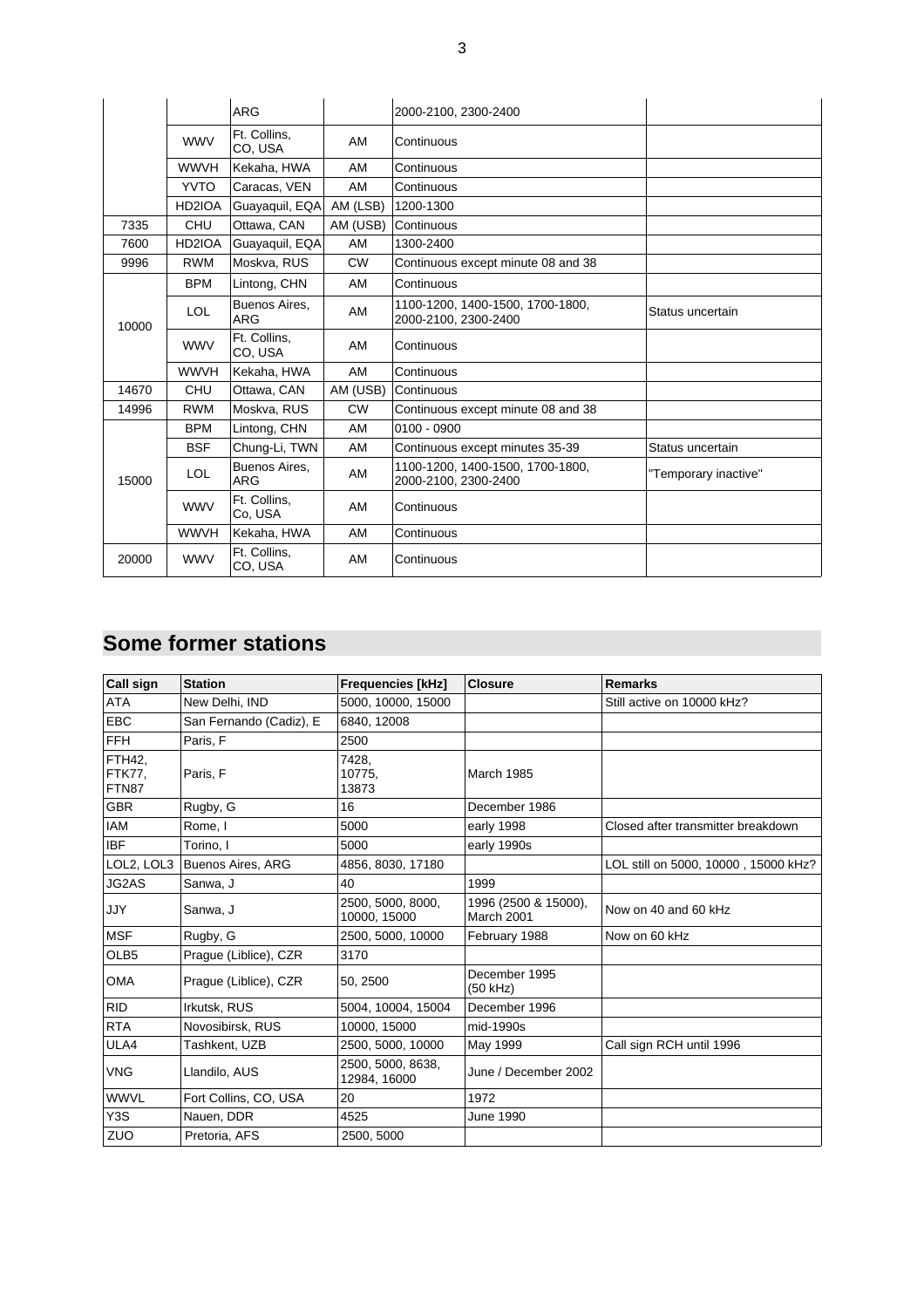| | | ARG | | 2000-2100, 2300-2400 | |
|---|---|---|---|---|---|
| | WWV | Ft. Collins, CO, USA | AM | Continuous | |
| | WWVH | Kekaha, HWA | AM | Continuous | |
| | YVTO | Caracas, VEN | AM | Continuous | |
| | HD2IOA | Guayaquil, EQA | AM (LSB) | 1200-1300 | |
| 7335 | CHU | Ottawa, CAN | AM (USB) | Continuous | |
| 7600 | HD2IOA | Guayaquil, EQA | AM | 1300-2400 | |
| 9996 | RWM | Moskva, RUS | CW | Continuous except minute 08 and 38 | |
| 10000 | BPM | Lintong, CHN | AM | Continuous | |
| | LOL | Buenos Aires, ARG | AM | 1100-1200, 1400-1500, 1700-1800, 2000-2100, 2300-2400 | Status uncertain |
| | WWV | Ft. Collins, CO, USA | AM | Continuous | |
| | WWVH | Kekaha, HWA | AM | Continuous | |
| 14670 | CHU | Ottawa, CAN | AM (USB) | Continuous | |
| 14996 | RWM | Moskva, RUS | CW | Continuous except minute 08 and 38 | |
| 15000 | BPM | Lintong, CHN | AM | 0100 - 0900 | |
| | BSF | Chung-Li, TWN | AM | Continuous except minutes 35-39 | Status uncertain |
| | LOL | Buenos Aires, ARG | AM | 1100-1200, 1400-1500, 1700-1800, 2000-2100, 2300-2400 | "Temporary inactive" |
| | WWV | Ft. Collins, Co, USA | AM | Continuous | |
| | WWVH | Kekaha, HWA | AM | Continuous | |
| 20000 | WWV | Ft. Collins, CO, USA | AM | Continuous | |

## Some former stations

| Call sign | Station | Frequencies [kHz] | Closure | Remarks |
|---|---|---|---|---|
| ATA | New Delhi, IND | 5000, 10000, 15000 | | Still active on 10000 kHz? |
| EBC | San Fernando (Cadiz), E | 6840, 12008 | | |
| FFH | Paris, F | 2500 | | |
| FTH42, FTK77, FTN87 | Paris, F | 7428, 10775, 13873 | March 1985 | |
| GBR | Rugby, G | 16 | December 1986 | |
| IAM | Rome, I | 5000 | early 1998 | Closed after transmitter breakdown |
| IBF | Torino, I | 5000 | early 1990s | |
| LOL2, LOL3 | Buenos Aires, ARG | 4856, 8030, 17180 | | LOL still on 5000, 10000 , 15000 kHz? |
| JG2AS | Sanwa, J | 40 | 1999 | |
| JJY | Sanwa, J | 2500, 5000, 8000, 10000, 15000 | 1996 (2500 & 15000), March 2001 | Now on 40 and 60 kHz |
| MSF | Rugby, G | 2500, 5000, 10000 | February 1988 | Now on 60 kHz |
| OLB5 | Prague (Liblice), CZR | 3170 | | |
| OMA | Prague (Liblice), CZR | 50, 2500 | December 1995 (50 kHz) | |
| RID | Irkutsk, RUS | 5004, 10004, 15004 | December 1996 | |
| RTA | Novosibirsk, RUS | 10000, 15000 | mid-1990s | |
| ULA4 | Tashkent, UZB | 2500, 5000, 10000 | May 1999 | Call sign RCH until 1996 |
| VNG | Llandilo, AUS | 2500, 5000, 8638, 12984, 16000 | June / December 2002 | |
| WWVL | Fort Collins, CO, USA | 20 | 1972 | |
| Y3S | Nauen, DDR | 4525 | June 1990 | |
| ZUO | Pretoria, AFS | 2500, 5000 | | |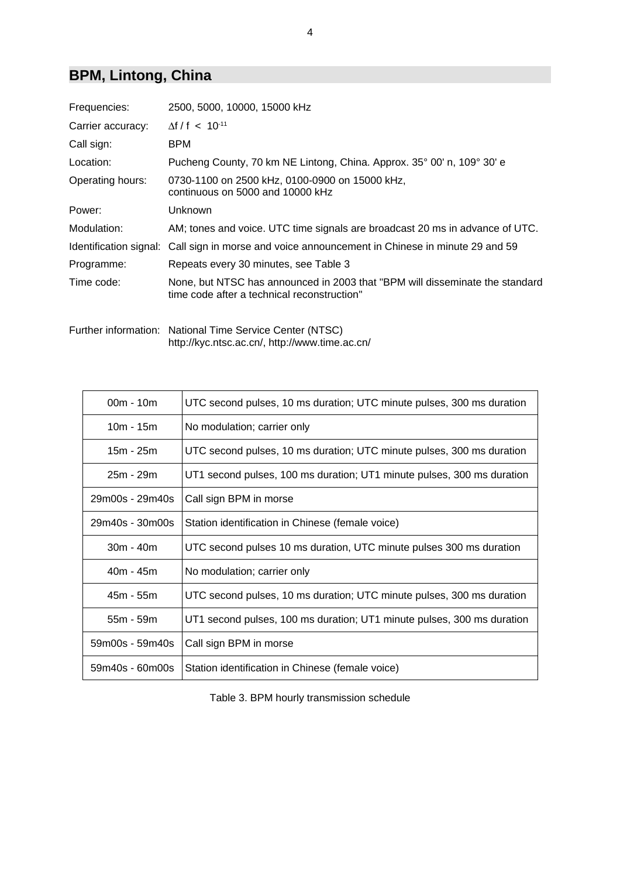## BPM, Lintong, China

| | |
|---|---|
| Frequencies: | 2500, 5000, 10000, 15000 kHz |
| Carrier accuracy: | $\Delta f / f < 10^{-11}$ |
| Call sign: | BPM |
| Location: | Pucheng County, 70 km NE Lintong, China. Approx. 35° 00' n, 109° 30' e |
| Operating hours: | 0730-1100 on 2500 kHz, 0100-0900 on 15000 kHz, continuous on 5000 and 10000 kHz |
| Power: | Unknown |
| Modulation: | AM; tones and voice. UTC time signals are broadcast 20 ms in advance of UTC. |
| Identification signal: | Call sign in morse and voice announcement in Chinese in minute 29 and 59 |
| Programme: | Repeats every 30 minutes, see Table 3 |
| Time code: | None, but NTSC has announced in 2003 that "BPM will disseminate the standard time code after a technical reconstruction" |
| Further information: | National Time Service Center (NTSC) http://kyc.ntsc.ac.cn/, http://www.time.ac.cn/ |

| | |
|---|---|
| 00m - 10m | UTC second pulses, 10 ms duration; UTC minute pulses, 300 ms duration |
| 10m - 15m | No modulation; carrier only |
| 15m - 25m | UTC second pulses, 10 ms duration; UTC minute pulses, 300 ms duration |
| 25m - 29m | UT1 second pulses, 100 ms duration; UT1 minute pulses, 300 ms duration |
| 29m00s - 29m40s | Call sign BPM in morse |
| 29m40s - 30m00s | Station identification in Chinese (female voice) |
| 30m - 40m | UTC second pulses 10 ms duration, UTC minute pulses 300 ms duration |
| 40m - 45m | No modulation; carrier only |
| 45m - 55m | UTC second pulses, 10 ms duration; UTC minute pulses, 300 ms duration |
| 55m - 59m | UT1 second pulses, 100 ms duration; UT1 minute pulses, 300 ms duration |
| 59m00s - 59m40s | Call sign BPM in morse |
| 59m40s - 60m00s | Station identification in Chinese (female voice) |

Table 3. BPM hourly transmission schedule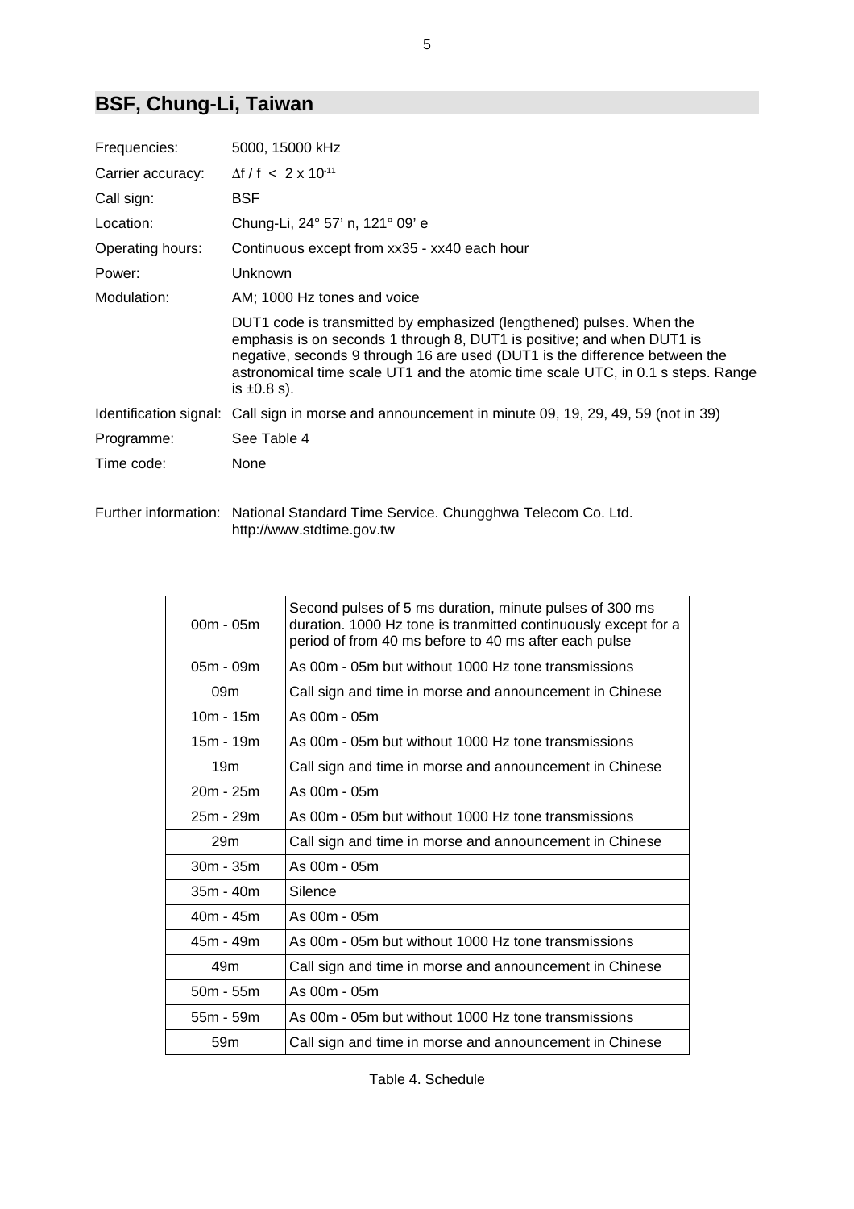## BSF, Chung-Li, Taiwan

Frequencies: 5000, 15000 kHz

Carrier accuracy: $\Delta f / f < 2 \times 10^{-11}$

Call sign: BSF

Location: Chung-Li, 24° 57' n, 121° 09' e

Operating hours: Continuous except from xx35 - xx40 each hour

Power: Unknown

Modulation: AM; 1000 Hz tones and voice

DUT1 code is transmitted by emphasized (lengthened) pulses. When the emphasis is on seconds 1 through 8, DUT1 is positive; and when DUT1 is negative, seconds 9 through 16 are used (DUT1 is the difference between the astronomical time scale UT1 and the atomic time scale UTC, in 0.1 s steps. Range is ±0.8 s).

Identification signal: Call sign in morse and announcement in minute 09, 19, 29, 49, 59 (not in 39)

Programme: See Table 4

Time code: None

Further information: National Standard Time Service. Chungghwa Telecom Co. Ltd.
http://www.stdtime.gov.tw

| | |
|---|---|
| 00m - 05m | Second pulses of 5 ms duration, minute pulses of 300 ms duration. 1000 Hz tone is tranmitted continuously except for a period of from 40 ms before to 40 ms after each pulse |
| 05m - 09m | As 00m - 05m but without 1000 Hz tone transmissions |
| 09m | Call sign and time in morse and announcement in Chinese |
| 10m - 15m | As 00m - 05m |
| 15m - 19m | As 00m - 05m but without 1000 Hz tone transmissions |
| 19m | Call sign and time in morse and announcement in Chinese |
| 20m - 25m | As 00m - 05m |
| 25m - 29m | As 00m - 05m but without 1000 Hz tone transmissions |
| 29m | Call sign and time in morse and announcement in Chinese |
| 30m - 35m | As 00m - 05m |
| 35m - 40m | Silence |
| 40m - 45m | As 00m - 05m |
| 45m - 49m | As 00m - 05m but without 1000 Hz tone transmissions |
| 49m | Call sign and time in morse and announcement in Chinese |
| 50m - 55m | As 00m - 05m |
| 55m - 59m | As 00m - 05m but without 1000 Hz tone transmissions |
| 59m | Call sign and time in morse and announcement in Chinese |

Table 4. Schedule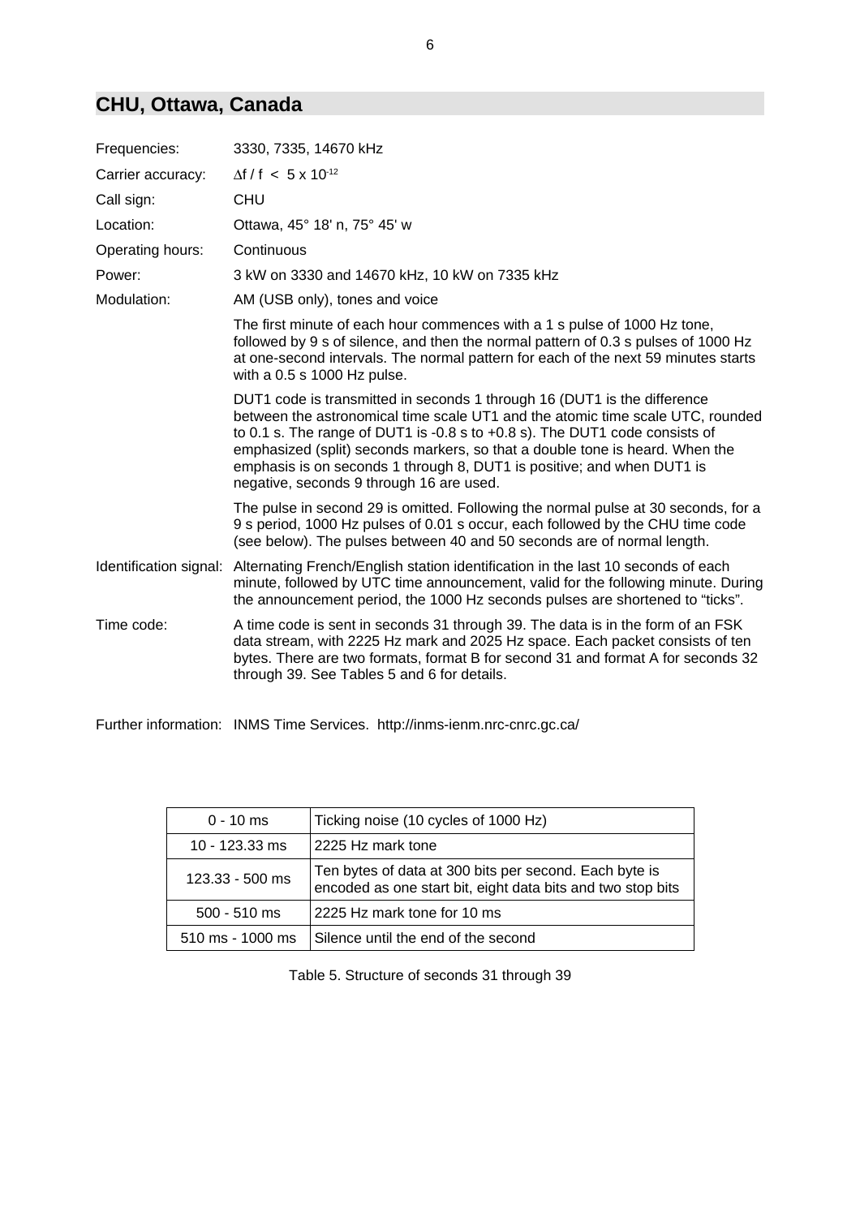## CHU, Ottawa, Canada

| | |
|---|---|
| Frequencies: | 3330, 7335, 14670 kHz |
| Carrier accuracy: | $\Delta f / f < 5 \times 10^{-12}$ |
| Call sign: | CHU |
| Location: | Ottawa, 45° 18' n, 75° 45' w |
| Operating hours: | Continuous |
| Power: | 3 kW on 3330 and 14670 kHz, 10 kW on 7335 kHz |
| Modulation: | AM (USB only), tones and voice |

The first minute of each hour commences with a 1 s pulse of 1000 Hz tone, followed by 9 s of silence, and then the normal pattern of 0.3 s pulses of 1000 Hz at one-second intervals. The normal pattern for each of the next 59 minutes starts with a 0.5 s 1000 Hz pulse.

DUT1 code is transmitted in seconds 1 through 16 (DUT1 is the difference between the astronomical time scale UT1 and the atomic time scale UTC, rounded to 0.1 s. The range of DUT1 is -0.8 s to +0.8 s). The DUT1 code consists of emphasized (split) seconds markers, so that a double tone is heard. When the emphasis is on seconds 1 through 8, DUT1 is positive; and when DUT1 is negative, seconds 9 through 16 are used.

The pulse in second 29 is omitted. Following the normal pulse at 30 seconds, for a 9 s period, 1000 Hz pulses of 0.01 s occur, each followed by the CHU time code (see below). The pulses between 40 and 50 seconds are of normal length.

Identification signal: Alternating French/English station identification in the last 10 seconds of each minute, followed by UTC time announcement, valid for the following minute. During the announcement period, the 1000 Hz seconds pulses are shortened to "ticks".

Time code: A time code is sent in seconds 31 through 39. The data is in the form of an FSK data stream, with 2225 Hz mark and 2025 Hz space. Each packet consists of ten bytes. There are two formats, format B for second 31 and format A for seconds 32 through 39. See Tables 5 and 6 for details.

Further information: INMS Time Services. http://inms-ienm.nrc-cnrc.gc.ca/

| | |
|---|---|
| 0 - 10 ms | Ticking noise (10 cycles of 1000 Hz) |
| 10 - 123.33 ms | 2225 Hz mark tone |
| 123.33 - 500 ms | Ten bytes of data at 300 bits per second. Each byte is encoded as one start bit, eight data bits and two stop bits |
| 500 - 510 ms | 2225 Hz mark tone for 10 ms |
| 510 ms - 1000 ms | Silence until the end of the second |

Table 5. Structure of seconds 31 through 39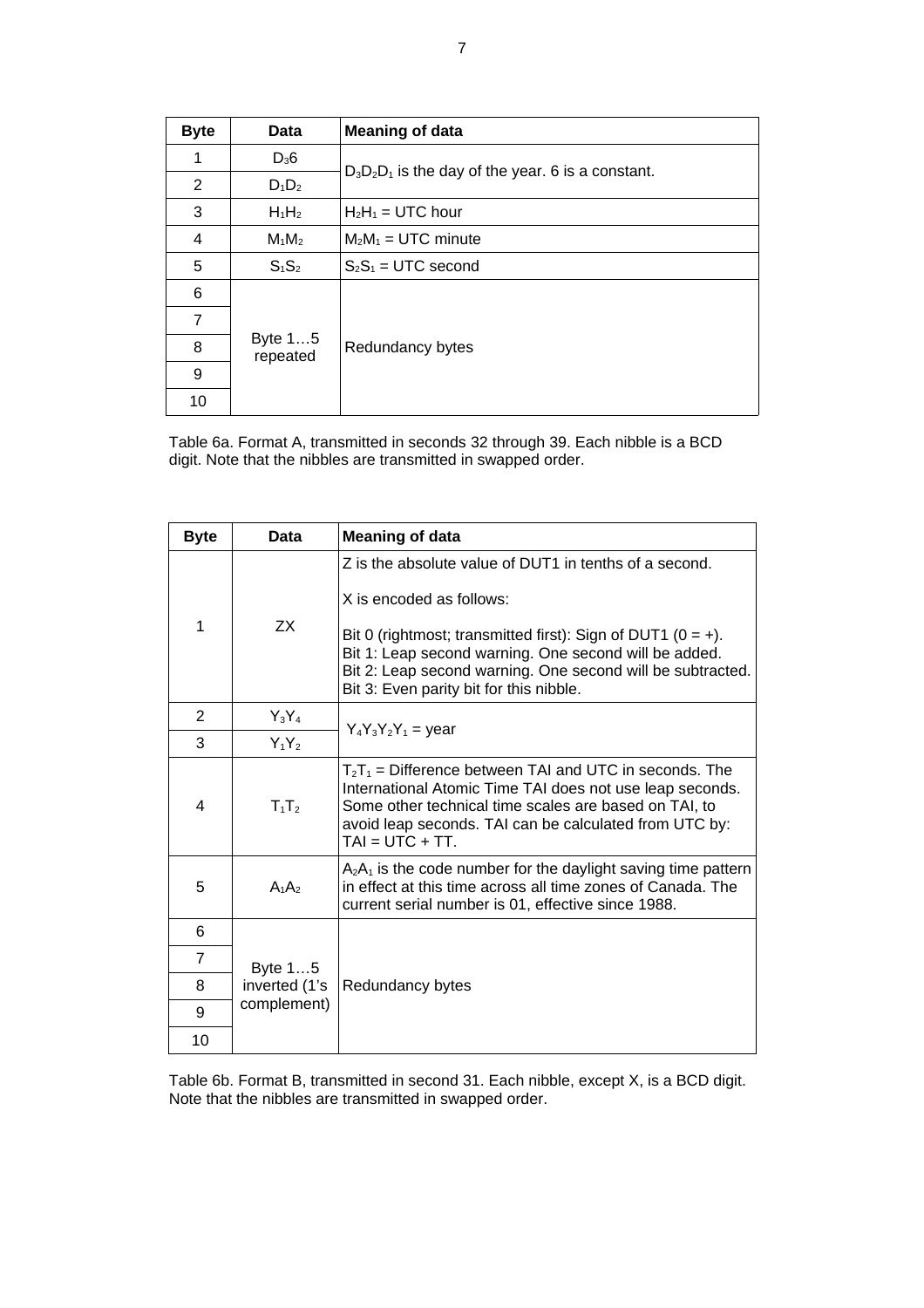| Byte | Data | Meaning of data |
|---|---|---|
| 1 | $D_3 6$ | $D_3D_2D_1$ is the day of the year. 6 is a constant. |
| 2 | $D_1D_2$ | |
| 3 | $H_1H_2$ | $H_2H_1$ = UTC hour |
| 4 | $M_1M_2$ | $M_2M_1$ = UTC minute |
| 5 | $S_1S_2$ | $S_2S_1$ = UTC second |
| 6 | Byte 1…5 repeated | Redundancy bytes |
| 7 | | |
| 8 | | |
| 9 | | |
| 10 | | |

Table 6a. Format A, transmitted in seconds 32 through 39. Each nibble is a BCD digit. Note that the nibbles are transmitted in swapped order.

| Byte | Data | Meaning of data |
|---|---|---|
| 1 | ZX | Z is the absolute value of DUT1 in tenths of a second.<br><br>X is encoded as follows:<br><br>Bit 0 (rightmost; transmitted first): Sign of DUT1 (0 = +).<br>Bit 1: Leap second warning. One second will be added.<br>Bit 2: Leap second warning. One second will be subtracted.<br>Bit 3: Even parity bit for this nibble. |
| 2 | $Y_3Y_4$ | $Y_4Y_3Y_2Y_1$ = year |
| 3 | $Y_1Y_2$ | |
| 4 | $T_1T_2$ | $T_2T_1$ = Difference between TAI and UTC in seconds. The International Atomic Time TAI does not use leap seconds. Some other technical time scales are based on TAI, to avoid leap seconds. TAI can be calculated from UTC by: TAI = UTC + TT. |
| 5 | $A_1A_2$ | $A_2A_1$ is the code number for the daylight saving time pattern in effect at this time across all time zones of Canada. The current serial number is 01, effective since 1988. |
| 6 | Byte 1…5 inverted (1's complement) | Redundancy bytes |
| 7 | | |
| 8 | | |
| 9 | | |
| 10 | | |

Table 6b. Format B, transmitted in second 31. Each nibble, except X, is a BCD digit. Note that the nibbles are transmitted in swapped order.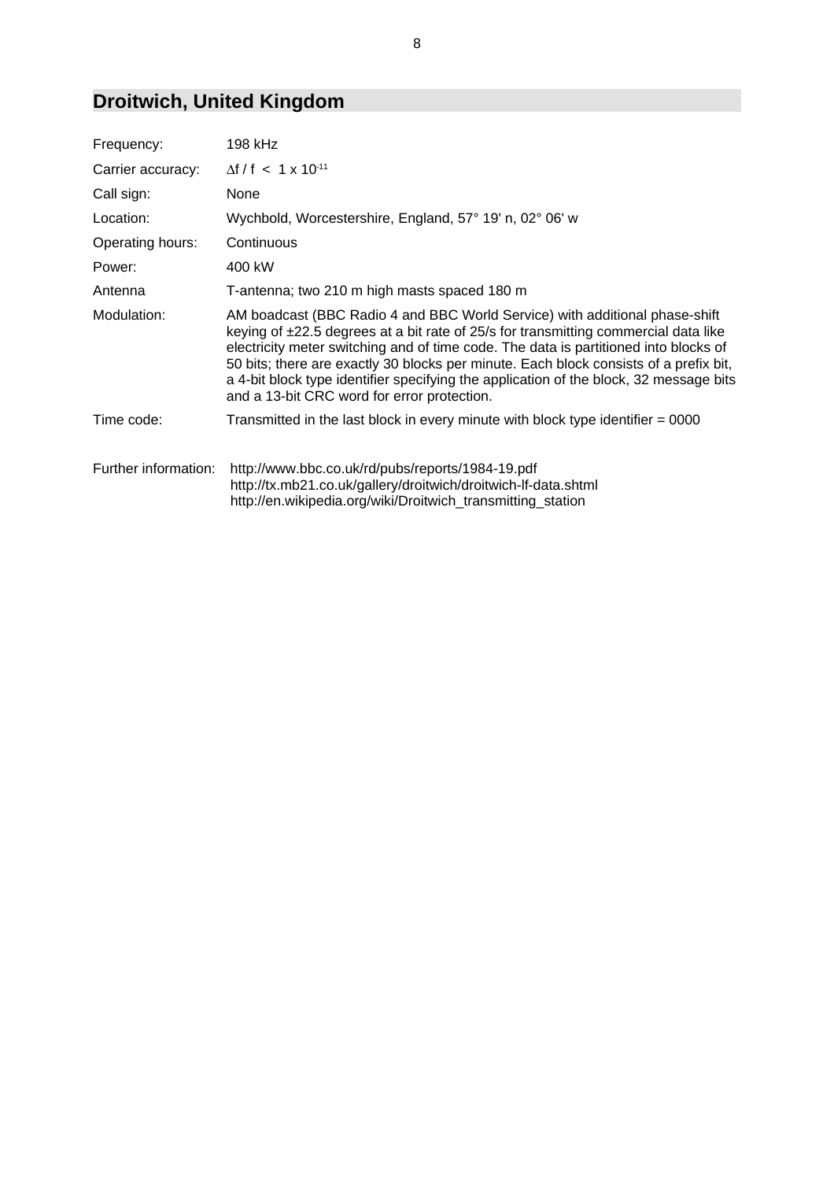## Droitwich, United Kingdom

| | |
|---|---|
| Frequency: | 198 kHz |
| Carrier accuracy: | $\Delta f / f < 1 \times 10^{-11}$ |
| Call sign: | None |
| Location: | Wychbold, Worcestershire, England, 57° 19' n, 02° 06' w |
| Operating hours: | Continuous |
| Power: | 400 kW |
| Antenna | T-antenna; two 210 m high masts spaced 180 m |
| Modulation: | AM boadcast (BBC Radio 4 and BBC World Service) with additional phase-shift keying of ±22.5 degrees at a bit rate of 25/s for transmitting commercial data like electricity meter switching and of time code. The data is partitioned into blocks of 50 bits; there are exactly 30 blocks per minute. Each block consists of a prefix bit, a 4-bit block type identifier specifying the application of the block, 32 message bits and a 13-bit CRC word for error protection. |
| Time code: | Transmitted in the last block in every minute with block type identifier = 0000 |
| Further information: | http://www.bbc.co.uk/rd/pubs/reports/1984-19.pdf<br>http://tx.mb21.co.uk/gallery/droitwich/droitwich-lf-data.shtml<br>http://en.wikipedia.org/wiki/Droitwich_transmitting_station |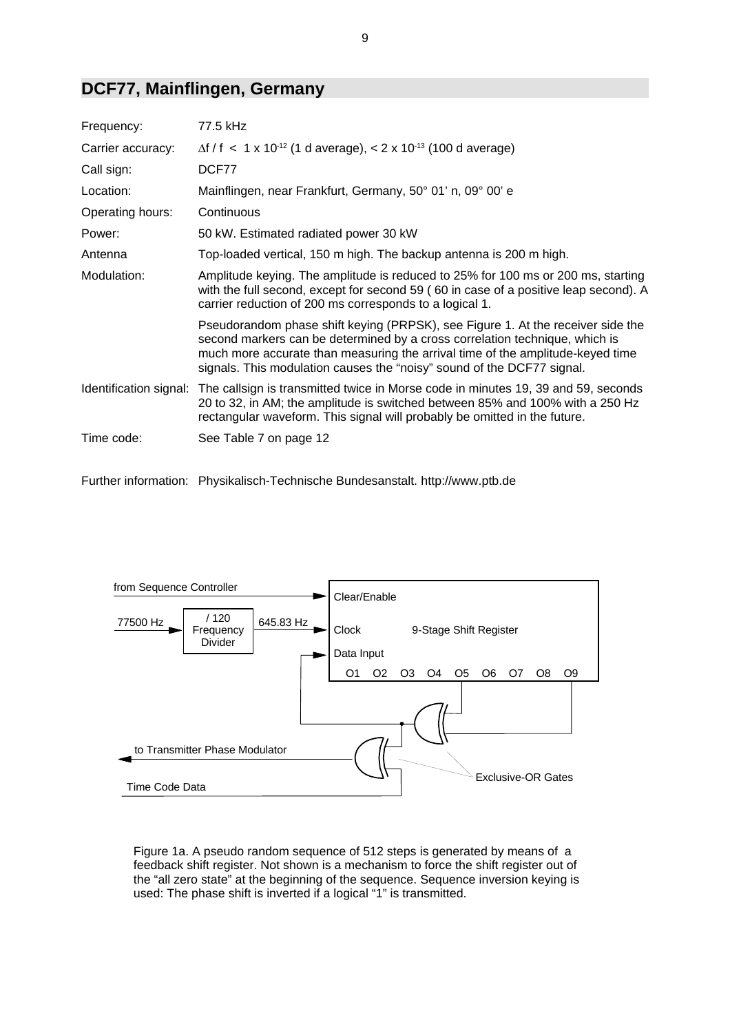## DCF77, Mainflingen, Germany

| | |
|---|---|
| Frequency: | 77.5 kHz |
| Carrier accuracy: | $\Delta f / f < 1 \times 10^{-12}$ (1 d average), $< 2 \times 10^{-13}$ (100 d average) |
| Call sign: | DCF77 |
| Location: | Mainflingen, near Frankfurt, Germany, 50° 01' n, 09° 00' e |
| Operating hours: | Continuous |
| Power: | 50 kW. Estimated radiated power 30 kW |
| Antenna | Top-loaded vertical, 150 m high. The backup antenna is 200 m high. |
| Modulation: | Amplitude keying. The amplitude is reduced to 25% for 100 ms or 200 ms, starting with the full second, except for second 59 ( 60 in case of a positive leap second). A carrier reduction of 200 ms corresponds to a logical 1. |
| | Pseudorandom phase shift keying (PRPSK), see Figure 1. At the receiver side the second markers can be determined by a cross correlation technique, which is much more accurate than measuring the arrival time of the amplitude-keyed time signals. This modulation causes the "noisy" sound of the DCF77 signal. |
| Identification signal: | The callsign is transmitted twice in Morse code in minutes 19, 39 and 59, seconds 20 to 32, in AM; the amplitude is switched between 85% and 100% with a 250 Hz rectangular waveform. This signal will probably be omitted in the future. |
| Time code: | See Table 7 on page 12 |

Further information: Physikalisch-Technische Bundesanstalt. http://www.ptb.de

Figure 1a. A pseudo random sequence of 512 steps is generated by means of a feedback shift register. Not shown is a mechanism to force the shift register out of the "all zero state" at the beginning of the sequence. Sequence inversion keying is used: The phase shift is inverted if a logical "1" is transmitted.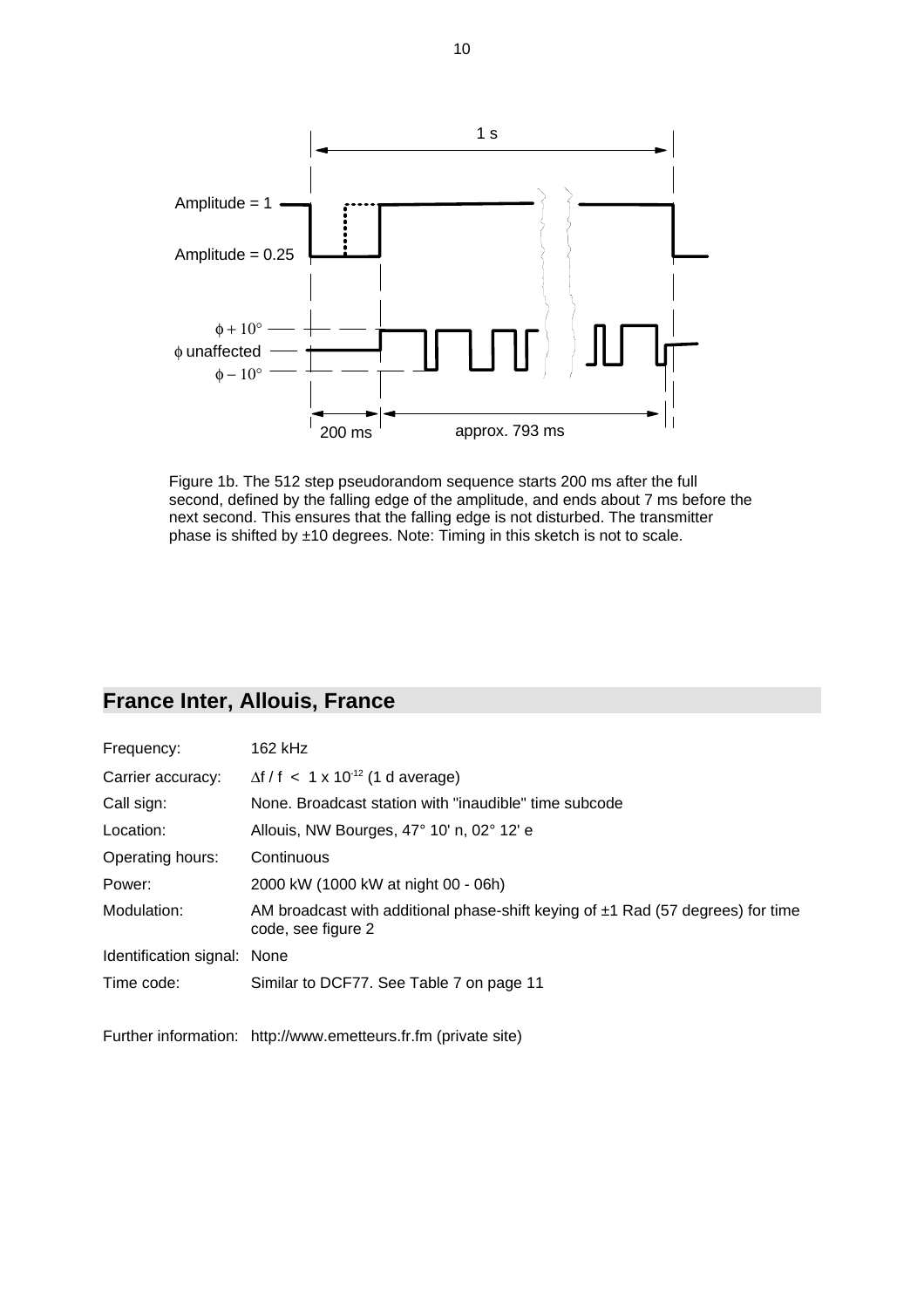Figure 1b. The 512 step pseudorandom sequence starts 200 ms after the full second, defined by the falling edge of the amplitude, and ends about 7 ms before the next second. This ensures that the falling edge is not disturbed. The transmitter phase is shifted by ±10 degrees. Note: Timing in this sketch is not to scale.

## France Inter, Allouis, France

| | |
|---|---|
| Frequency: | 162 kHz |
| Carrier accuracy: | $\Delta f / f < 1 \times 10^{-12}$ (1 d average) |
| Call sign: | None. Broadcast station with "inaudible" time subcode |
| Location: | Allouis, NW Bourges, 47° 10' n, 02° 12' e |
| Operating hours: | Continuous |
| Power: | 2000 kW (1000 kW at night 00 - 06h) |
| Modulation: | AM broadcast with additional phase-shift keying of ±1 Rad (57 degrees) for time code, see figure 2 |
| Identification signal: | None |
| Time code: | Similar to DCF77. See Table 7 on page 11 |

Further information: http://www.emetteurs.fr.fm (private site)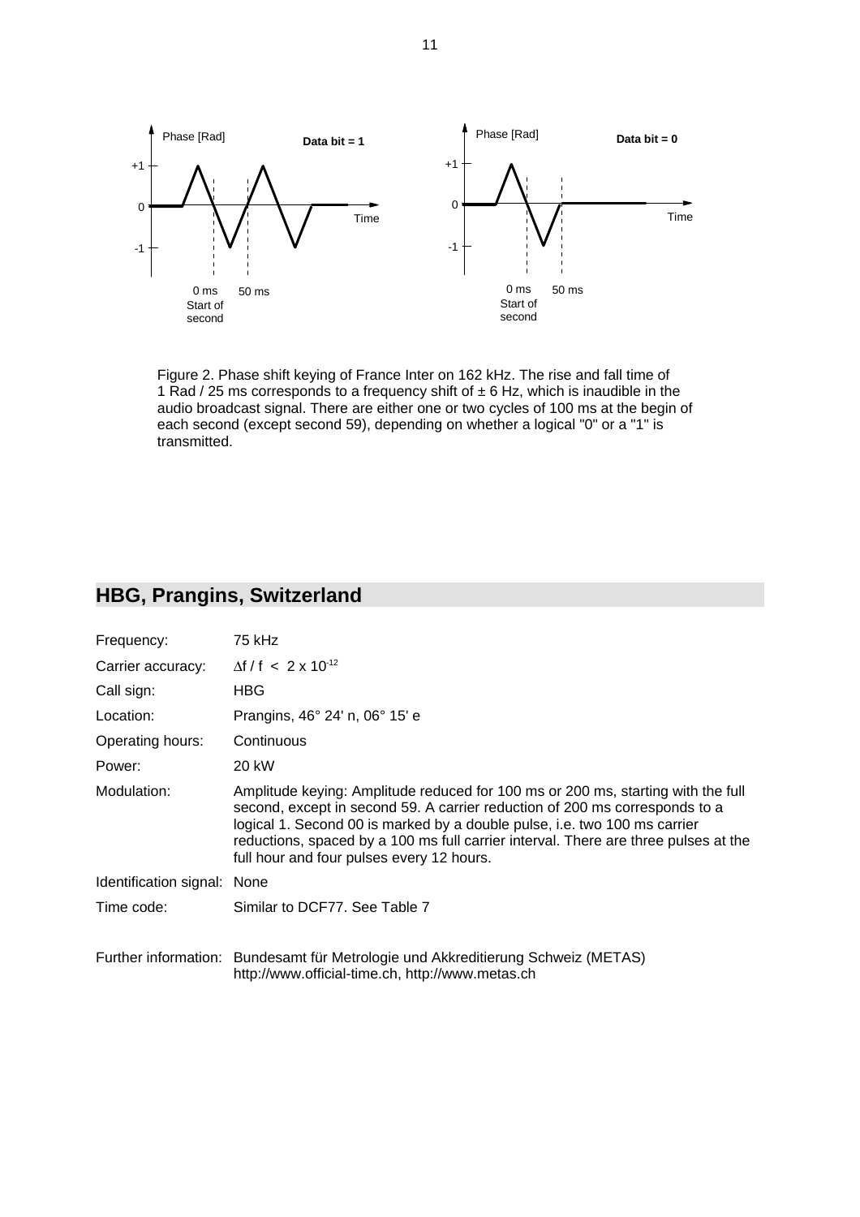Figure 2. Phase shift keying of France Inter on 162 kHz. The rise and fall time of 1 Rad / 25 ms corresponds to a frequency shift of ± 6 Hz, which is inaudible in the audio broadcast signal. There are either one or two cycles of 100 ms at the begin of each second (except second 59), depending on whether a logical "0" or a "1" is transmitted.

## HBG, Prangins, Switzerland

| | |
|---|---|
| Frequency: | 75 kHz |
| Carrier accuracy: | $\Delta f / f < 2 \times 10^{-12}$ |
| Call sign: | HBG |
| Location: | Prangins, 46° 24' n, 06° 15' e |
| Operating hours: | Continuous |
| Power: | 20 kW |
| Modulation: | Amplitude keying: Amplitude reduced for 100 ms or 200 ms, starting with the full second, except in second 59. A carrier reduction of 200 ms corresponds to a logical 1. Second 00 is marked by a double pulse, i.e. two 100 ms carrier reductions, spaced by a 100 ms full carrier interval. There are three pulses at the full hour and four pulses every 12 hours. |
| Identification signal: | None |
| Time code: | Similar to DCF77. See Table 7 |
| Further information: | Bundesamt für Metrologie und Akkreditierung Schweiz (METAS) http://www.official-time.ch, http://www.metas.ch |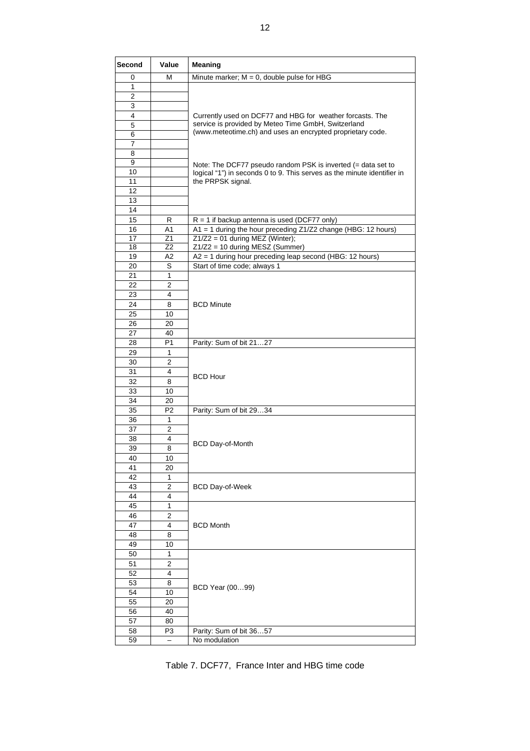| Second | Value | Meaning |
|---|---|---|
| 0 | M | Minute marker; M = 0, double pulse for HBG |
| 1 | | Currently used on DCF77 and HBG for weather forcasts. The service is provided by Meteo Time GmbH, Switzerland (www.meteotime.ch) and uses an encrypted proprietary code. Note: The DCF77 pseudo random PSK is inverted (= data set to logical "1") in seconds 0 to 9. This serves as the minute identifier in the PRPSK signal. |
| 2 | | |
| 3 | | |
| 4 | | |
| 5 | | |
| 6 | | |
| 7 | | |
| 8 | | |
| 9 | | |
| 10 | | |
| 11 | | |
| 12 | | |
| 13 | | |
| 14 | | |
| 15 | R | R = 1 if backup antenna is used (DCF77 only) |
| 16 | A1 | A1 = 1 during the hour preceding Z1/Z2 change (HBG: 12 hours) |
| 17 | Z1 | Z1/Z2 = 01 during MEZ (Winter); |
| 18 | Z2 | Z1/Z2 = 10 during MESZ (Summer) |
| 19 | A2 | A2 = 1 during hour preceding leap second (HBG: 12 hours) |
| 20 | S | Start of time code; always 1 |
| 21 | 1 | BCD Minute |
| 22 | 2 | |
| 23 | 4 | |
| 24 | 8 | |
| 25 | 10 | |
| 26 | 20 | |
| 27 | 40 | |
| 28 | P1 | Parity: Sum of bit 21…27 |
| 29 | 1 | BCD Hour |
| 30 | 2 | |
| 31 | 4 | |
| 32 | 8 | |
| 33 | 10 | |
| 34 | 20 | |
| 35 | P2 | Parity: Sum of bit 29…34 |
| 36 | 1 | BCD Day-of-Month |
| 37 | 2 | |
| 38 | 4 | |
| 39 | 8 | |
| 40 | 10 | |
| 41 | 20 | |
| 42 | 1 | BCD Day-of-Week |
| 43 | 2 | |
| 44 | 4 | |
| 45 | 1 | BCD Month |
| 46 | 2 | |
| 47 | 4 | |
| 48 | 8 | |
| 49 | 10 | |
| 50 | 1 | BCD Year (00…99) |
| 51 | 2 | |
| 52 | 4 | |
| 53 | 8 | |
| 54 | 10 | |
| 55 | 20 | |
| 56 | 40 | |
| 57 | 80 | |
| 58 | P3 | Parity: Sum of bit 36…57 |
| 59 | – | No modulation |

Table 7. DCF77, France Inter and HBG time code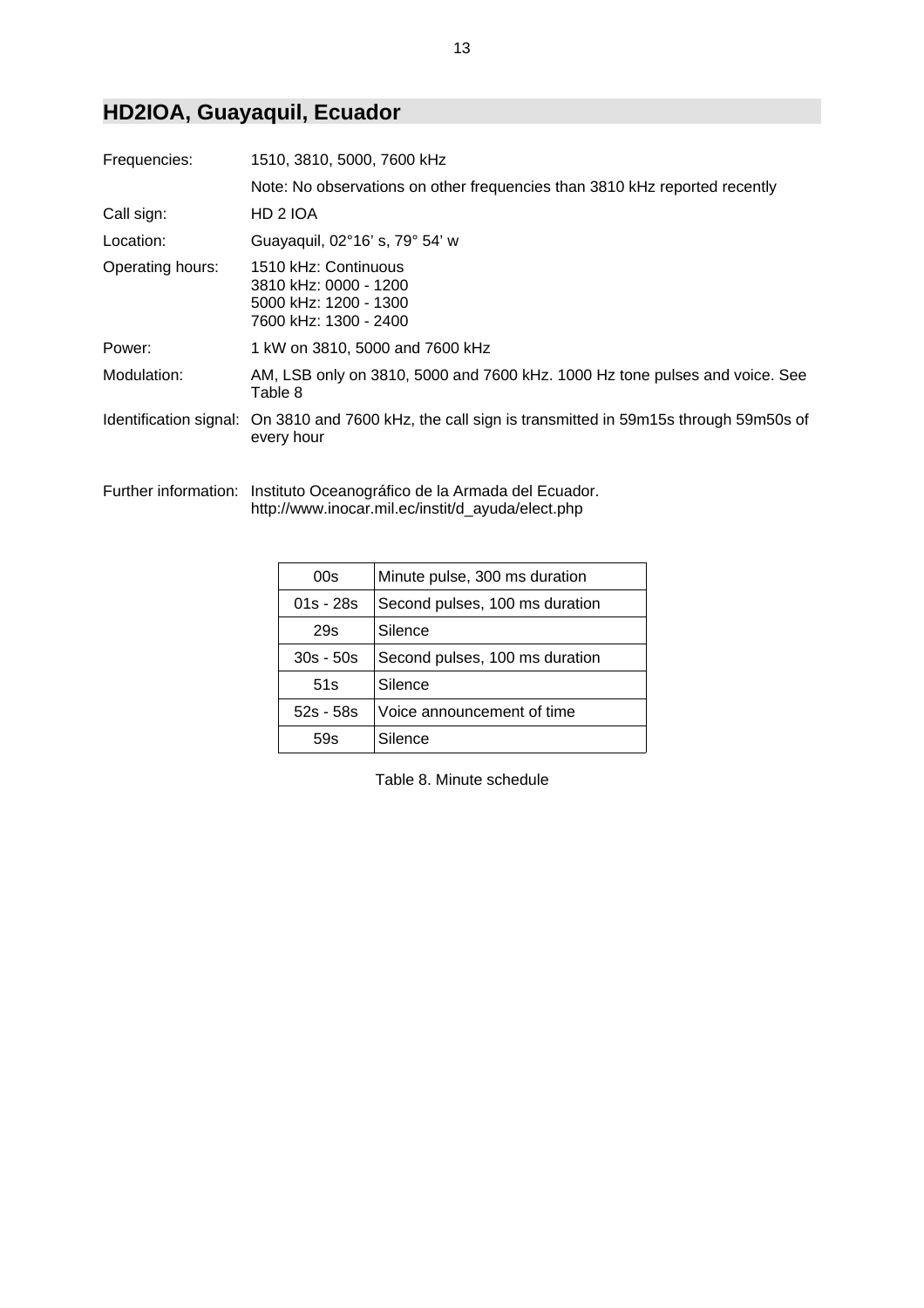## HD2IOA, Guayaquil, Ecuador

| | |
|---|---|
| Frequencies: | 1510, 3810, 5000, 7600 kHz |
| | Note: No observations on other frequencies than 3810 kHz reported recently |
| Call sign: | HD 2 IOA |
| Location: | Guayaquil, 02°16' s, 79° 54' w |
| Operating hours: | 1510 kHz: Continuous<br>3810 kHz: 0000 - 1200<br>5000 kHz: 1200 - 1300<br>7600 kHz: 1300 - 2400 |
| Power: | 1 kW on 3810, 5000 and 7600 kHz |
| Modulation: | AM, LSB only on 3810, 5000 and 7600 kHz. 1000 Hz tone pulses and voice. See Table 8 |
| Identification signal: | On 3810 and 7600 kHz, the call sign is transmitted in 59m15s through 59m50s of every hour |
| Further information: | Instituto Oceanográfico de la Armada del Ecuador.<br>http://www.inocar.mil.ec/instit/d_ayuda/elect.php |

| | |
|---|---|
| 00s | Minute pulse, 300 ms duration |
| 01s - 28s | Second pulses, 100 ms duration |
| 29s | Silence |
| 30s - 50s | Second pulses, 100 ms duration |
| 51s | Silence |
| 52s - 58s | Voice announcement of time |
| 59s | Silence |

Table 8. Minute schedule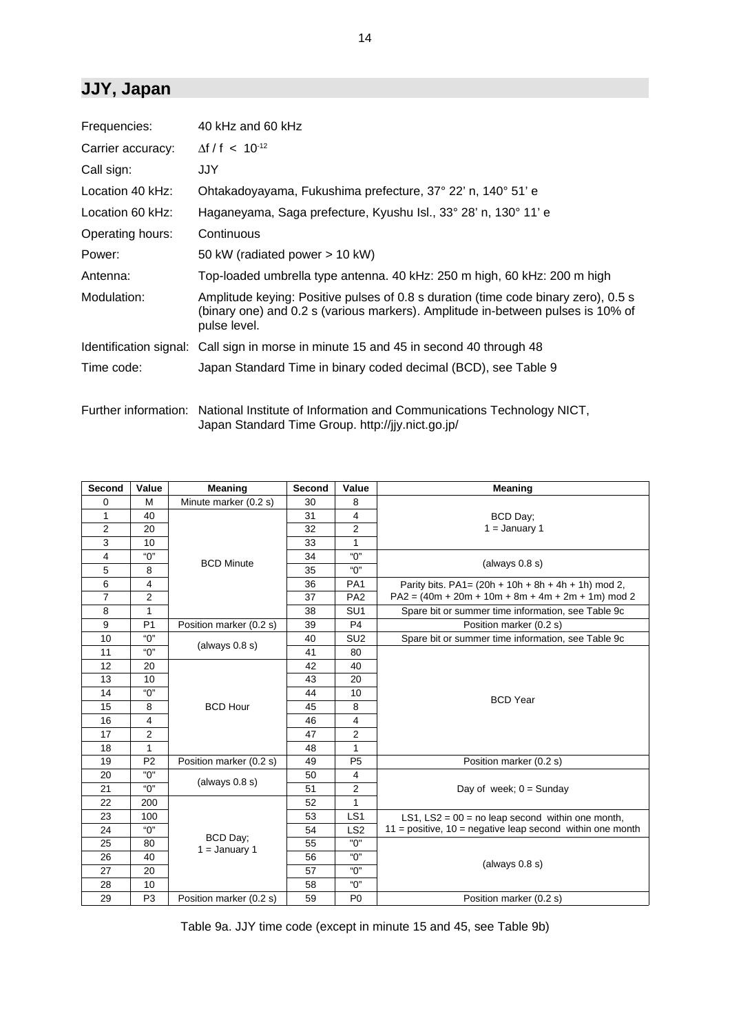## JJY, Japan

| | |
|---|---|
| Frequencies: | 40 kHz and 60 kHz |
| Carrier accuracy: | $\Delta f / f < 10^{-12}$ |
| Call sign: | JJY |
| Location 40 kHz: | Ohtakadoyayama, Fukushima prefecture, 37° 22' n, 140° 51' e |
| Location 60 kHz: | Haganeyama, Saga prefecture, Kyushu Isl., 33° 28' n, 130° 11' e |
| Operating hours: | Continuous |
| Power: | 50 kW (radiated power > 10 kW) |
| Antenna: | Top-loaded umbrella type antenna. 40 kHz: 250 m high, 60 kHz: 200 m high |
| Modulation: | Amplitude keying: Positive pulses of 0.8 s duration (time code binary zero), 0.5 s (binary one) and 0.2 s (various markers). Amplitude in-between pulses is 10% of pulse level. |
| Identification signal: | Call sign in morse in minute 15 and 45 in second 40 through 48 |
| Time code: | Japan Standard Time in binary coded decimal (BCD), see Table 9 |
| Further information: | National Institute of Information and Communications Technology NICT, Japan Standard Time Group. http://jjy.nict.go.jp/ |

| Second | Value | Meaning | Second | Value | Meaning |
|---|---|---|---|---|---|
| 0 | M | Minute marker (0.2 s) | 30 | 8 | BCD Day; 1 = January 1 |
| 1 | 40 | BCD Minute | 31 | 4 | |
| 2 | 20 | | 32 | 2 | |
| 3 | 10 | | 33 | 1 | |
| 4 | "0" | | 34 | "0" | (always 0.8 s) |
| 5 | 8 | | 35 | "0" | |
| 6 | 4 | | 36 | PA1 | Parity bits. PA1= (20h + 10h + 8h + 4h + 1h) mod 2, PA2 = (40m + 20m + 10m + 8m + 4m + 2m + 1m) mod 2 |
| 7 | 2 | | 37 | PA2 | |
| 8 | 1 | | 38 | SU1 | Spare bit or summer time information, see Table 9c |
| 9 | P1 | Position marker (0.2 s) | 39 | P4 | Position marker (0.2 s) |
| 10 | "0" | (always 0.8 s) | 40 | SU2 | Spare bit or summer time information, see Table 9c |
| 11 | "0" | | 41 | 80 | BCD Year |
| 12 | 20 | BCD Hour | 42 | 40 | |
| 13 | 10 | | 43 | 20 | |
| 14 | "0" | | 44 | 10 | |
| 15 | 8 | | 45 | 8 | |
| 16 | 4 | | 46 | 4 | |
| 17 | 2 | | 47 | 2 | |
| 18 | 1 | | 48 | 1 | |
| 19 | P2 | Position marker (0.2 s) | 49 | P5 | Position marker (0.2 s) |
| 20 | "0" | (always 0.8 s) | 50 | 4 | Day of week; 0 = Sunday |
| 21 | "0" | | 51 | 2 | |
| 22 | 200 | BCD Day; 1 = January 1 | 52 | 1 | |
| 23 | 100 | | 53 | LS1 | LS1, LS2 = 00 = no leap second within one month, 11 = positive, 10 = negative leap second within one month |
| 24 | "0" | | 54 | LS2 | |
| 25 | 80 | | 55 | "0" | (always 0.8 s) |
| 26 | 40 | | 56 | "0" | |
| 27 | 20 | | 57 | "0" | |
| 28 | 10 | | 58 | "0" | |
| 29 | P3 | Position marker (0.2 s) | 59 | P0 | Position marker (0.2 s) |

Table 9a. JJY time code (except in minute 15 and 45, see Table 9b)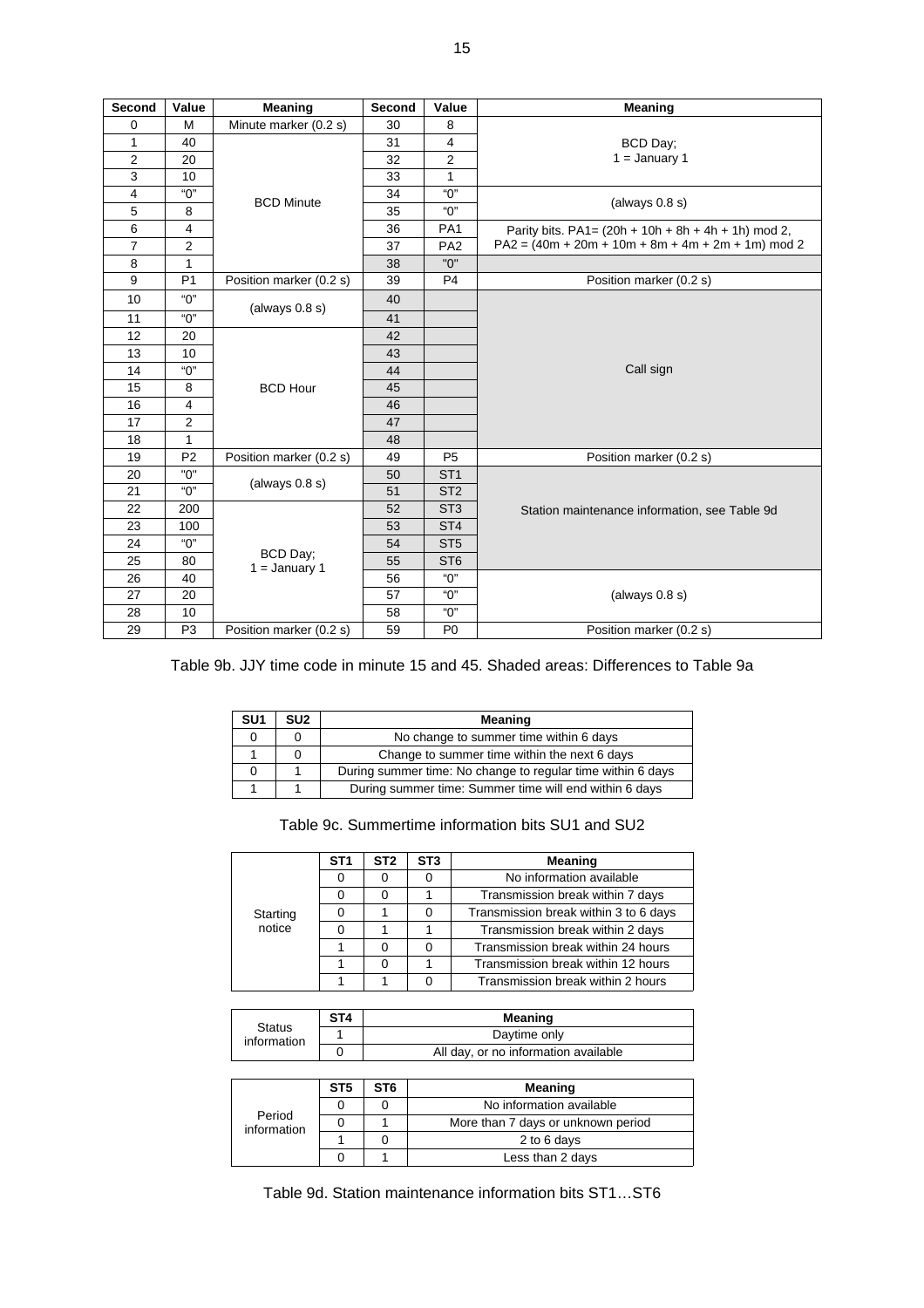| Second | Value | Meaning | Second | Value | Meaning |
|---|---|---|---|---|---|
| 0 | M | Minute marker (0.2 s) | 30 | 8 | BCD Day; 1 = January 1 |
| 1 | 40 | BCD Minute | 31 | 4 | |
| 2 | 20 | | 32 | 2 | |
| 3 | 10 | | 33 | 1 | |
| 4 | "0" | | 34 | "0" | (always 0.8 s) |
| 5 | 8 | | 35 | "0" | |
| 6 | 4 | | 36 | PA1 | Parity bits. PA1= (20h + 10h + 8h + 4h + 1h) mod 2, PA2 = (40m + 20m + 10m + 8m + 4m + 2m + 1m) mod 2 |
| 7 | 2 | | 37 | PA2 | |
| 8 | 1 | | 38 | "0" | |
| 9 | P1 | Position marker (0.2 s) | 39 | P4 | Position marker (0.2 s) |
| 10 | "0" | (always 0.8 s) | 40 | | Call sign |
| 11 | "0" | | 41 | | |
| 12 | 20 | BCD Hour | 42 | | |
| 13 | 10 | | 43 | | |
| 14 | "0" | | 44 | | |
| 15 | 8 | | 45 | | |
| 16 | 4 | | 46 | | |
| 17 | 2 | | 47 | | |
| 18 | 1 | | 48 | | |
| 19 | P2 | Position marker (0.2 s) | 49 | P5 | Position marker (0.2 s) |
| 20 | "0" | (always 0.8 s) | 50 | ST1 | Station maintenance information, see Table 9d |
| 21 | "0" | | 51 | ST2 | |
| 22 | 200 | BCD Day; 1 = January 1 | 52 | ST3 | |
| 23 | 100 | | 53 | ST4 | |
| 24 | "0" | | 54 | ST5 | |
| 25 | 80 | | 55 | ST6 | |
| 26 | 40 | | 56 | "0" | (always 0.8 s) |
| 27 | 20 | | 57 | "0" | |
| 28 | 10 | | 58 | "0" | |
| 29 | P3 | Position marker (0.2 s) | 59 | P0 | Position marker (0.2 s) |

Table 9b. JJY time code in minute 15 and 45. Shaded areas: Differences to Table 9a

| SU1 | SU2 | Meaning |
|---|---|---|
| 0 | 0 | No change to summer time within 6 days |
| 1 | 0 | Change to summer time within the next 6 days |
| 0 | 1 | During summer time: No change to regular time within 6 days |
| 1 | 1 | During summer time: Summer time will end within 6 days |

Table 9c. Summertime information bits SU1 and SU2

| | ST1 | ST2 | ST3 | Meaning |
|---|---|---|---|---|
| Starting notice | 0 | 0 | 0 | No information available |
| | 0 | 0 | 1 | Transmission break within 7 days |
| | 0 | 1 | 0 | Transmission break within 3 to 6 days |
| | 0 | 1 | 1 | Transmission break within 2 days |
| | 1 | 0 | 0 | Transmission break within 24 hours |
| | 1 | 0 | 1 | Transmission break within 12 hours |
| | 1 | 1 | 0 | Transmission break within 2 hours |

| | ST4 | Meaning |
|---|---|---|
| Status information | 1 | Daytime only |
| | 0 | All day, or no information available |

| | ST5 | ST6 | Meaning |
|---|---|---|---|
| Period information | 0 | 0 | No information available |
| | 0 | 1 | More than 7 days or unknown period |
| | 1 | 0 | 2 to 6 days |
| | 0 | 1 | Less than 2 days |

Table 9d. Station maintenance information bits ST1…ST6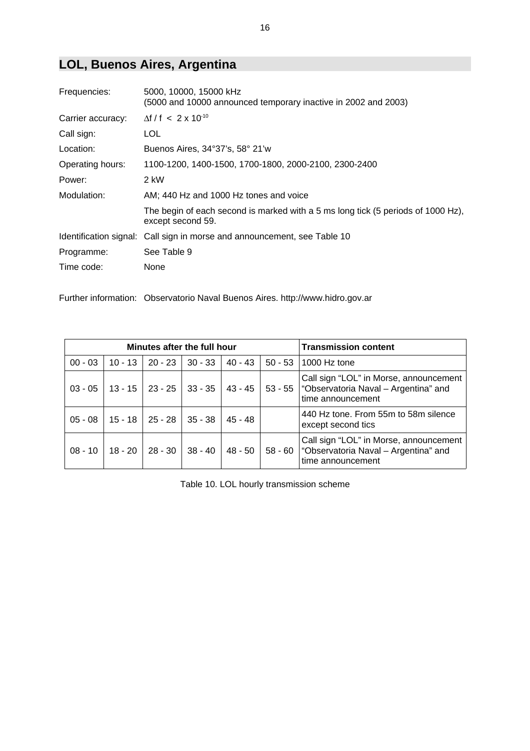## LOL, Buenos Aires, Argentina

| | |
|---|---|
| Frequencies: | 5000, 10000, 15000 kHz<br>(5000 and 10000 announced temporary inactive in 2002 and 2003) |
| Carrier accuracy: | $\Delta f / f < 2 \times 10^{-10}$ |
| Call sign: | LOL |
| Location: | Buenos Aires, 34°37's, 58° 21'w |
| Operating hours: | 1100-1200, 1400-1500, 1700-1800, 2000-2100, 2300-2400 |
| Power: | 2 kW |
| Modulation: | AM; 440 Hz and 1000 Hz tones and voice |
| | The begin of each second is marked with a 5 ms long tick (5 periods of 1000 Hz), except second 59. |
| Identification signal: | Call sign in morse and announcement, see Table 10 |
| Programme: | See Table 9 |
| Time code: | None |

Further information: Observatorio Naval Buenos Aires. http://www.hidro.gov.ar

| Minutes after the full hour | | | | | | Transmission content |
|---|---|---|---|---|---|---|
| 00 - 03 | 10 - 13 | 20 - 23 | 30 - 33 | 40 - 43 | 50 - 53 | 1000 Hz tone |
| 03 - 05 | 13 - 15 | 23 - 25 | 33 - 35 | 43 - 45 | 53 - 55 | Call sign "LOL" in Morse, announcement "Observatoria Naval – Argentina" and time announcement |
| 05 - 08 | 15 - 18 | 25 - 28 | 35 - 38 | 45 - 48 | | 440 Hz tone. From 55m to 58m silence except second tics |
| 08 - 10 | 18 - 20 | 28 - 30 | 38 - 40 | 48 - 50 | 58 - 60 | Call sign "LOL" in Morse, announcement "Observatoria Naval – Argentina" and time announcement |

Table 10. LOL hourly transmission scheme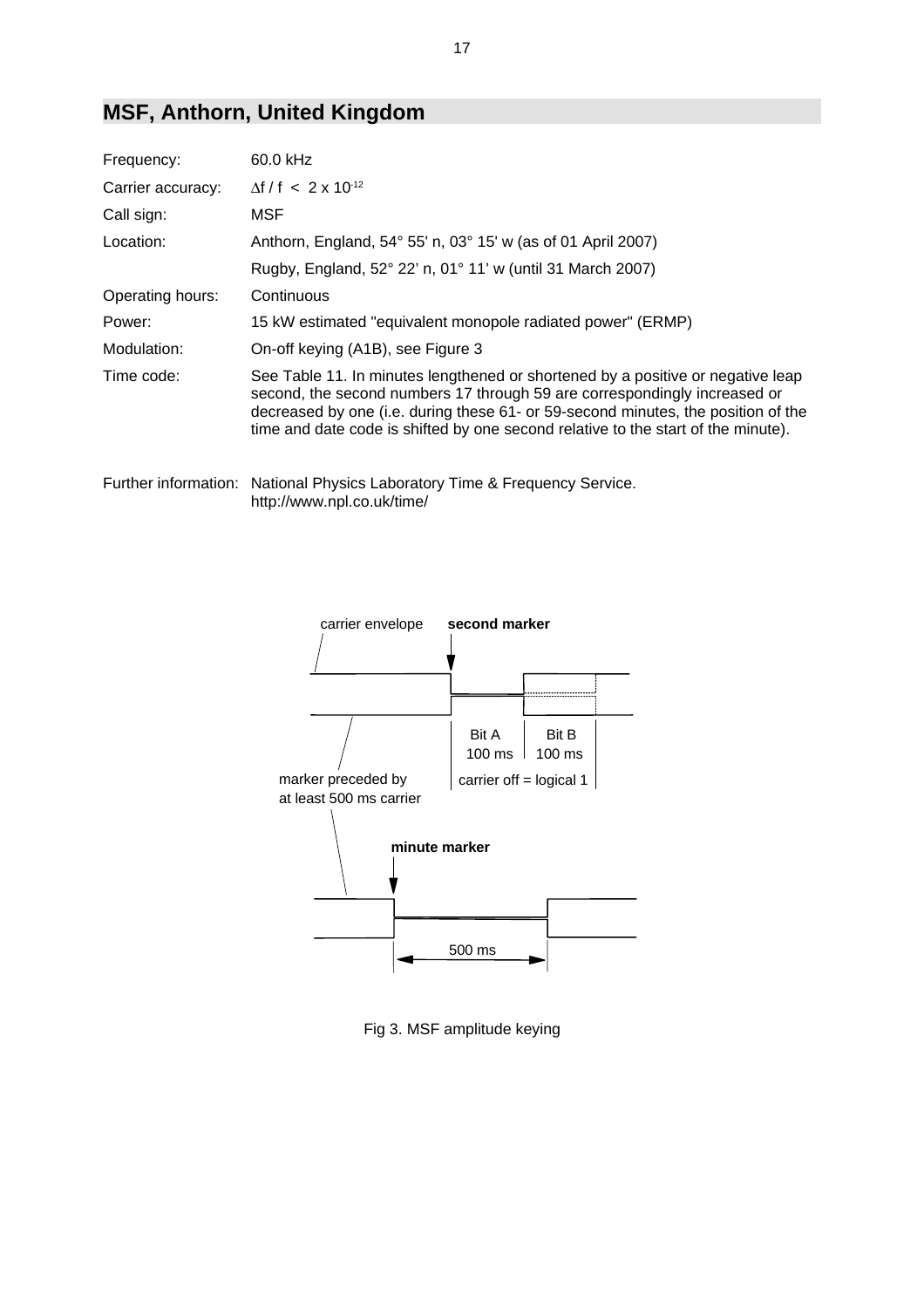## MSF, Anthorn, United Kingdom

| | |
|---|---|
| Frequency: | 60.0 kHz |
| Carrier accuracy: | $\Delta f / f < 2 \times 10^{-12}$ |
| Call sign: | MSF |
| Location: | Anthorn, England, 54° 55' n, 03° 15' w (as of 01 April 2007) |
| | Rugby, England, 52° 22' n, 01° 11' w (until 31 March 2007) |
| Operating hours: | Continuous |
| Power: | 15 kW estimated "equivalent monopole radiated power" (ERMP) |
| Modulation: | On-off keying (A1B), see Figure 3 |
| Time code: | See Table 11. In minutes lengthened or shortened by a positive or negative leap second, the second numbers 17 through 59 are correspondingly increased or decreased by one (i.e. during these 61- or 59-second minutes, the position of the time and date code is shifted by one second relative to the start of the minute). |

Further information: National Physics Laboratory Time & Frequency Service. http://www.npl.co.uk/time/

carrier envelope — second marker — Bit A 100 ms — Bit B 100 ms — carrier off = logical 1 — marker preceded by at least 500 ms carrier — minute marker — 500 ms

Fig 3. MSF amplitude keying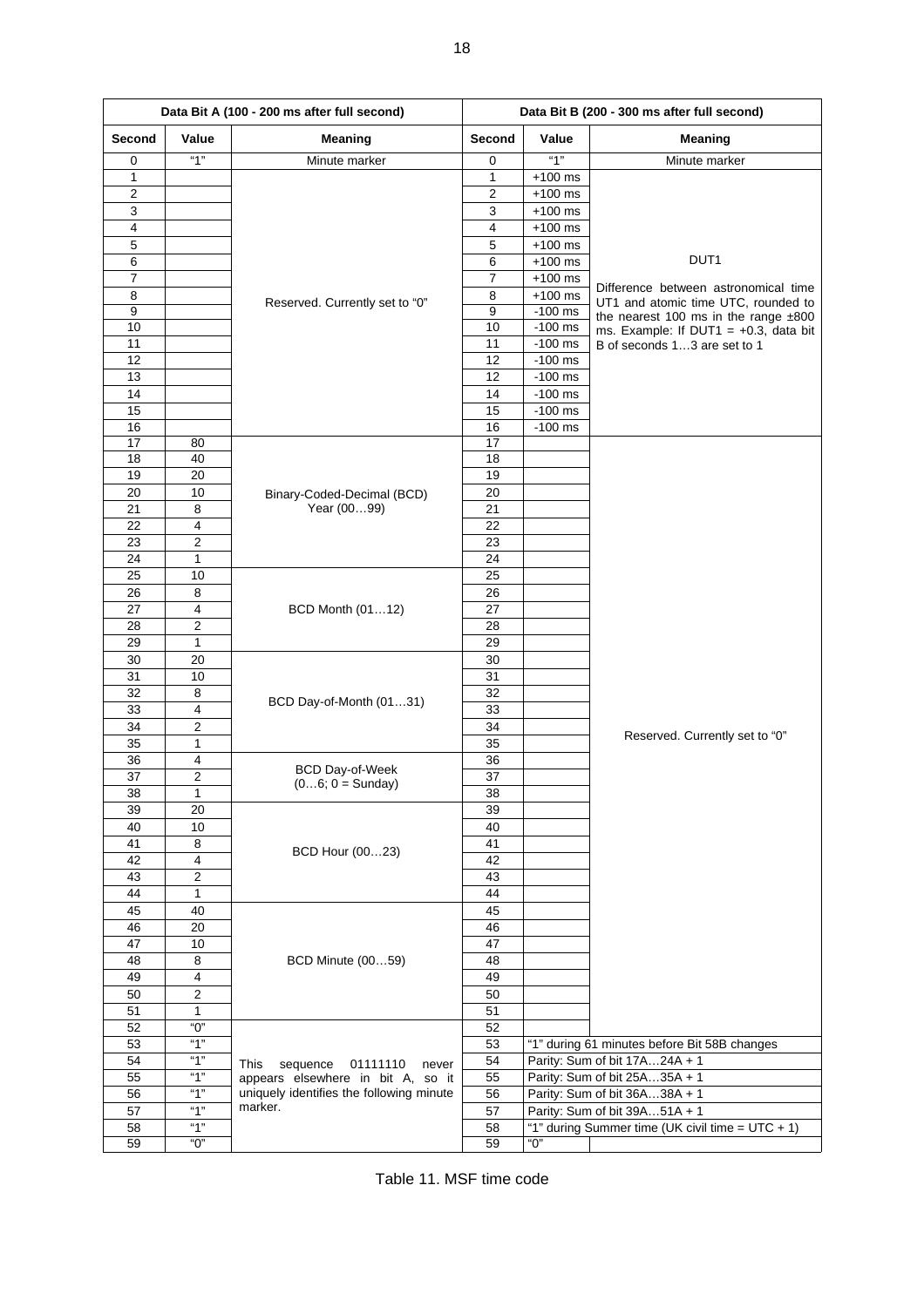| Data Bit A (100 - 200 ms after full second) | | | Data Bit B (200 - 300 ms after full second) | | |
|---|---|---|---|---|---|
| **Second** | **Value** | **Meaning** | **Second** | **Value** | **Meaning** |
| 0 | "1" | Minute marker | 0 | "1" | Minute marker |
| 1 | | Reserved. Currently set to "0" | 1 | +100 ms | DUT1<br>Difference between astronomical time UT1 and atomic time UTC, rounded to the nearest 100 ms in the range ±800 ms. Example: If DUT1 = +0.3, data bit B of seconds 1…3 are set to 1 |
| 2 | | | 2 | +100 ms | |
| 3 | | | 3 | +100 ms | |
| 4 | | | 4 | +100 ms | |
| 5 | | | 5 | +100 ms | |
| 6 | | | 6 | +100 ms | |
| 7 | | | 7 | +100 ms | |
| 8 | | | 8 | +100 ms | |
| 9 | | | 9 | -100 ms | |
| 10 | | | 10 | -100 ms | |
| 11 | | | 11 | -100 ms | |
| 12 | | | 12 | -100 ms | |
| 13 | | | 12 | -100 ms | |
| 14 | | | 14 | -100 ms | |
| 15 | | | 15 | -100 ms | |
| 16 | | | 16 | -100 ms | |
| 17 | 80 | Binary-Coded-Decimal (BCD) Year (00…99) | 17 | | Reserved. Currently set to "0" |
| 18 | 40 | | 18 | | |
| 19 | 20 | | 19 | | |
| 20 | 10 | | 20 | | |
| 21 | 8 | | 21 | | |
| 22 | 4 | | 22 | | |
| 23 | 2 | | 23 | | |
| 24 | 1 | | 24 | | |
| 25 | 10 | BCD Month (01…12) | 25 | | |
| 26 | 8 | | 26 | | |
| 27 | 4 | | 27 | | |
| 28 | 2 | | 28 | | |
| 29 | 1 | | 29 | | |
| 30 | 20 | BCD Day-of-Month (01…31) | 30 | | |
| 31 | 10 | | 31 | | |
| 32 | 8 | | 32 | | |
| 33 | 4 | | 33 | | |
| 34 | 2 | | 34 | | |
| 35 | 1 | | 35 | | |
| 36 | 4 | BCD Day-of-Week (0…6; 0 = Sunday) | 36 | | |
| 37 | 2 | | 37 | | |
| 38 | 1 | | 38 | | |
| 39 | 20 | BCD Hour (00…23) | 39 | | |
| 40 | 10 | | 40 | | |
| 41 | 8 | | 41 | | |
| 42 | 4 | | 42 | | |
| 43 | 2 | | 43 | | |
| 44 | 1 | | 44 | | |
| 45 | 40 | BCD Minute (00…59) | 45 | | |
| 46 | 20 | | 46 | | |
| 47 | 10 | | 47 | | |
| 48 | 8 | | 48 | | |
| 49 | 4 | | 49 | | |
| 50 | 2 | | 50 | | |
| 51 | 1 | | 51 | | |
| 52 | "0" | This sequence 01111110 never appears elsewhere in bit A, so it uniquely identifies the following minute marker. | 52 | | |
| 53 | "1" | | 53 | "1" during 61 minutes before Bit 58B changes | |
| 54 | "1" | | 54 | Parity: Sum of bit 17A…24A + 1 | |
| 55 | "1" | | 55 | Parity: Sum of bit 25A…35A + 1 | |
| 56 | "1" | | 56 | Parity: Sum of bit 36A…38A + 1 | |
| 57 | "1" | | 57 | Parity: Sum of bit 39A…51A + 1 | |
| 58 | "1" | | 58 | "1" during Summer time (UK civil time = UTC + 1) | |
| 59 | "0" | | 59 | "0" | |

Table 11. MSF time code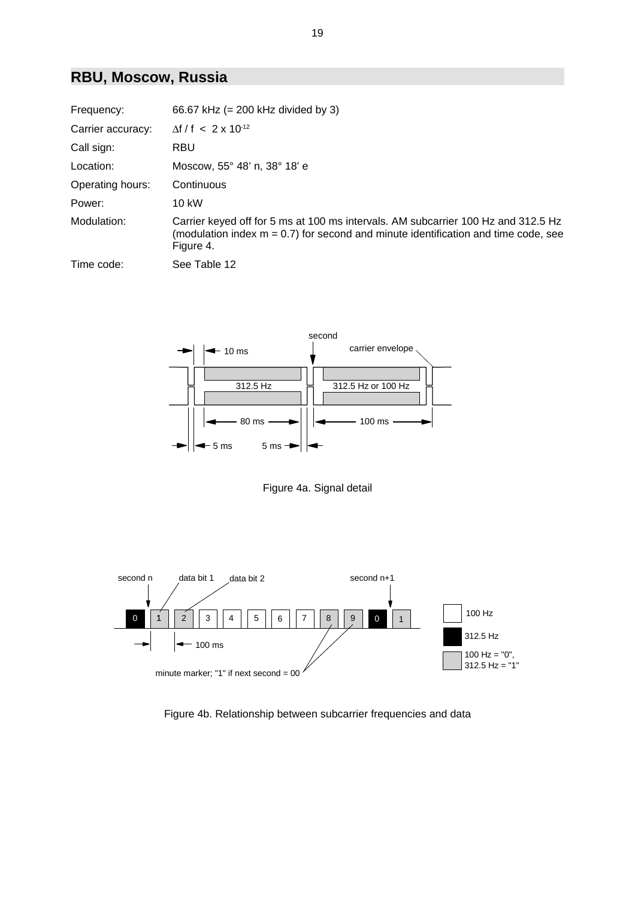## RBU, Moscow, Russia

| | |
|---|---|
| Frequency: | 66.67 kHz (= 200 kHz divided by 3) |
| Carrier accuracy: | $\Delta f / f < 2 \times 10^{-12}$ |
| Call sign: | RBU |
| Location: | Moscow, 55° 48' n, 38° 18' e |
| Operating hours: | Continuous |
| Power: | 10 kW |
| Modulation: | Carrier keyed off for 5 ms at 100 ms intervals. AM subcarrier 100 Hz and 312.5 Hz (modulation index m = 0.7) for second and minute identification and time code, see Figure 4. |
| Time code: | See Table 12 |

Figure 4a. Signal detail

Figure 4b. Relationship between subcarrier frequencies and data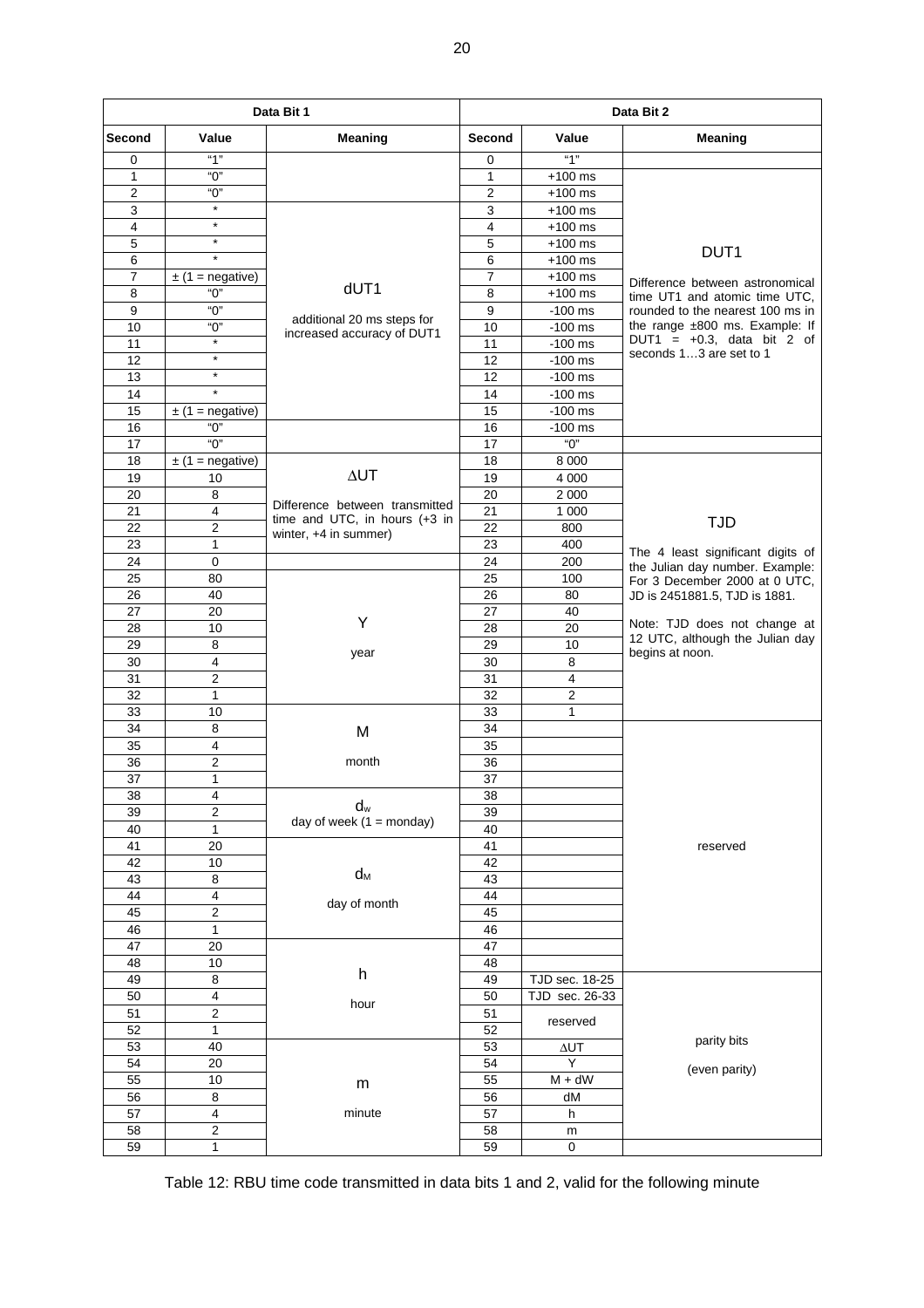| Data Bit 1 | | | Data Bit 2 | | |
|---|---|---|---|---|---|
| **Second** | **Value** | **Meaning** | **Second** | **Value** | **Meaning** |
| 0 | "1" | | 0 | "1" | |
| 1 | "0" | | 1 | +100 ms | DUT1<br><br>Difference between astronomical time UT1 and atomic time UTC, rounded to the nearest 100 ms in the range ±800 ms. Example: If DUT1 = +0.3, data bit 2 of seconds 1…3 are set to 1 |
| 2 | "0" | | 2 | +100 ms | |
| 3 | * | dUT1<br><br>additional 20 ms steps for increased accuracy of DUT1 | 3 | +100 ms | |
| 4 | * | | 4 | +100 ms | |
| 5 | * | | 5 | +100 ms | |
| 6 | * | | 6 | +100 ms | |
| 7 | ± (1 = negative) | | 7 | +100 ms | |
| 8 | "0" | | 8 | +100 ms | |
| 9 | "0" | | 9 | -100 ms | |
| 10 | "0" | | 10 | -100 ms | |
| 11 | * | | 11 | -100 ms | |
| 12 | * | | 12 | -100 ms | |
| 13 | * | | 12 | -100 ms | |
| 14 | * | | 14 | -100 ms | |
| 15 | ± (1 = negative) | | 15 | -100 ms | |
| 16 | "0" | | 16 | -100 ms | |
| 17 | "0" | | 17 | "0" | |
| 18 | ± (1 = negative) | ΔUT<br><br>Difference between transmitted time and UTC, in hours (+3 in winter, +4 in summer) | 18 | 8 000 | TJD<br><br>The 4 least significant digits of the Julian day number. Example: For 3 December 2000 at 0 UTC, JD is 2451881.5, TJD is 1881.<br><br>Note: TJD does not change at 12 UTC, although the Julian day begins at noon. |
| 19 | 10 | | 19 | 4 000 | |
| 20 | 8 | | 20 | 2 000 | |
| 21 | 4 | | 21 | 1 000 | |
| 22 | 2 | | 22 | 800 | |
| 23 | 1 | | 23 | 400 | |
| 24 | 0 | | 24 | 200 | |
| 25 | 80 | Y<br><br>year | 25 | 100 | |
| 26 | 40 | | 26 | 80 | |
| 27 | 20 | | 27 | 40 | |
| 28 | 10 | | 28 | 20 | |
| 29 | 8 | | 29 | 10 | |
| 30 | 4 | | 30 | 8 | |
| 31 | 2 | | 31 | 4 | |
| 32 | 1 | | 32 | 2 | |
| 33 | 10 | M<br><br>month | 33 | 1 | |
| 34 | 8 | | 34 | | reserved |
| 35 | 4 | | 35 | | |
| 36 | 2 | | 36 | | |
| 37 | 1 | | 37 | | |
| 38 | 4 | $d_w$<br>day of week (1 = monday) | 38 | | |
| 39 | 2 | | 39 | | |
| 40 | 1 | | 40 | | |
| 41 | 20 | $d_M$<br><br>day of month | 41 | | |
| 42 | 10 | | 42 | | |
| 43 | 8 | | 43 | | |
| 44 | 4 | | 44 | | |
| 45 | 2 | | 45 | | |
| 46 | 1 | | 46 | | |
| 47 | 20 | h<br><br>hour | 47 | | |
| 48 | 10 | | 48 | | |
| 49 | 8 | | 49 | TJD sec. 18-25 | parity bits<br><br>(even parity) |
| 50 | 4 | | 50 | TJD sec. 26-33 | |
| 51 | 2 | | 51 | reserved | |
| 52 | 1 | | 52 | | |
| 53 | 40 | m<br><br>minute | 53 | ΔUT | |
| 54 | 20 | | 54 | Y | |
| 55 | 10 | | 55 | M + dW | |
| 56 | 8 | | 56 | dM | |
| 57 | 4 | | 57 | h | |
| 58 | 2 | | 58 | m | |
| 59 | 1 | | 59 | 0 | |

Table 12: RBU time code transmitted in data bits 1 and 2, valid for the following minute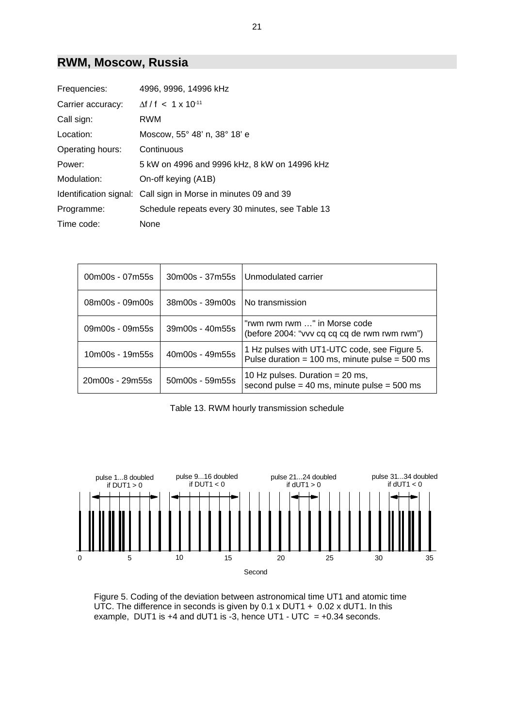## RWM, Moscow, Russia

| | |
|---|---|
| Frequencies: | 4996, 9996, 14996 kHz |
| Carrier accuracy: | $\Delta f / f < 1 \times 10^{-11}$ |
| Call sign: | RWM |
| Location: | Moscow, 55° 48' n, 38° 18' e |
| Operating hours: | Continuous |
| Power: | 5 kW on 4996 and 9996 kHz, 8 kW on 14996 kHz |
| Modulation: | On-off keying (A1B) |
| Identification signal: | Call sign in Morse in minutes 09 and 39 |
| Programme: | Schedule repeats every 30 minutes, see Table 13 |
| Time code: | None |

| | | |
|---|---|---|
| 00m00s - 07m55s | 30m00s - 37m55s | Unmodulated carrier |
| 08m00s - 09m00s | 38m00s - 39m00s | No transmission |
| 09m00s - 09m55s | 39m00s - 40m55s | "rwm rwm rwm …" in Morse code (before 2004: "vvv cq cq cq de rwm rwm rwm") |
| 10m00s - 19m55s | 40m00s - 49m55s | 1 Hz pulses with UT1-UTC code, see Figure 5. Pulse duration = 100 ms, minute pulse = 500 ms |
| 20m00s - 29m55s | 50m00s - 59m55s | 10 Hz pulses. Duration = 20 ms, second pulse = 40 ms, minute pulse = 500 ms |

Table 13. RWM hourly transmission schedule

pulse 1...8 doubled if DUT1 > 0 | pulse 9...16 doubled if DUT1 < 0 | pulse 21...24 doubled if dUT1 > 0 | pulse 31...34 doubled if dUT1 < 0

0 5 10 15 20 25 30 35

Second

Figure 5. Coding of the deviation between astronomical time UT1 and atomic time UTC. The difference in seconds is given by 0.1 x DUT1 + 0.02 x dUT1. In this example, DUT1 is +4 and dUT1 is -3, hence UT1 - UTC = +0.34 seconds.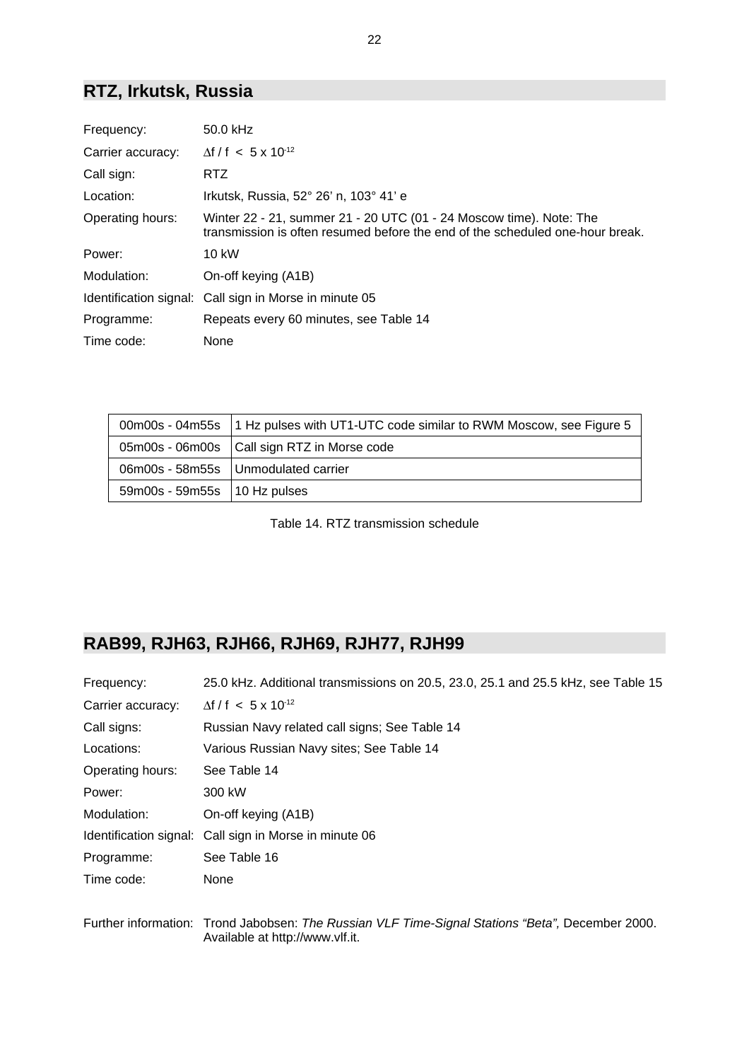## RTZ, Irkutsk, Russia

| | |
|---|---|
| Frequency: | 50.0 kHz |
| Carrier accuracy: | $\Delta f / f < 5 \times 10^{-12}$ |
| Call sign: | RTZ |
| Location: | Irkutsk, Russia, 52° 26' n, 103° 41' e |
| Operating hours: | Winter 22 - 21, summer 21 - 20 UTC (01 - 24 Moscow time). Note: The transmission is often resumed before the end of the scheduled one-hour break. |
| Power: | 10 kW |
| Modulation: | On-off keying (A1B) |
| Identification signal: | Call sign in Morse in minute 05 |
| Programme: | Repeats every 60 minutes, see Table 14 |
| Time code: | None |

| | |
|---|---|
| 00m00s - 04m55s | 1 Hz pulses with UT1-UTC code similar to RWM Moscow, see Figure 5 |
| 05m00s - 06m00s | Call sign RTZ in Morse code |
| 06m00s - 58m55s | Unmodulated carrier |
| 59m00s - 59m55s | 10 Hz pulses |

Table 14. RTZ transmission schedule

## RAB99, RJH63, RJH66, RJH69, RJH77, RJH99

| | |
|---|---|
| Frequency: | 25.0 kHz. Additional transmissions on 20.5, 23.0, 25.1 and 25.5 kHz, see Table 15 |
| Carrier accuracy: | $\Delta f / f < 5 \times 10^{-12}$ |
| Call signs: | Russian Navy related call signs; See Table 14 |
| Locations: | Various Russian Navy sites; See Table 14 |
| Operating hours: | See Table 14 |
| Power: | 300 kW |
| Modulation: | On-off keying (A1B) |
| Identification signal: | Call sign in Morse in minute 06 |
| Programme: | See Table 16 |
| Time code: | None |

Further information: Trond Jabobsen: *The Russian VLF Time-Signal Stations "Beta",* December 2000. Available at http://www.vlf.it.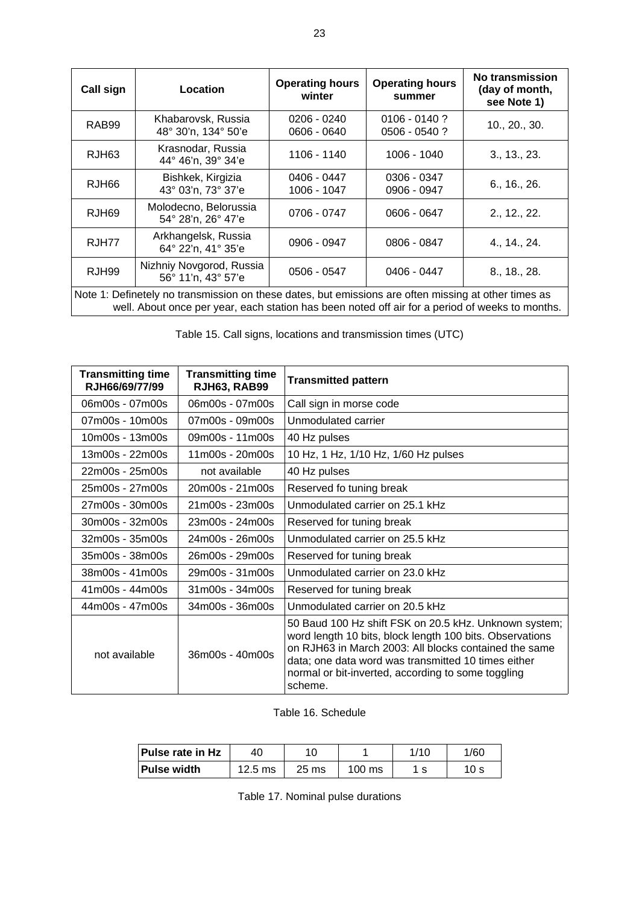| Call sign | Location | Operating hours winter | Operating hours summer | No transmission (day of month, see Note 1) |
|---|---|---|---|---|
| RAB99 | Khabarovsk, Russia 48° 30'n, 134° 50'e | 0206 - 0240 0606 - 0640 | 0106 - 0140 ? 0506 - 0540 ? | 10., 20., 30. |
| RJH63 | Krasnodar, Russia 44° 46'n, 39° 34'e | 1106 - 1140 | 1006 - 1040 | 3., 13., 23. |
| RJH66 | Bishkek, Kirgizia 43° 03'n, 73° 37'e | 0406 - 0447 1006 - 1047 | 0306 - 0347 0906 - 0947 | 6., 16., 26. |
| RJH69 | Molodecno, Belorussia 54° 28'n, 26° 47'e | 0706 - 0747 | 0606 - 0647 | 2., 12., 22. |
| RJH77 | Arkhangelsk, Russia 64° 22'n, 41° 35'e | 0906 - 0947 | 0806 - 0847 | 4., 14., 24. |
| RJH99 | Nizhniy Novgorod, Russia 56° 11'n, 43° 57'e | 0506 - 0547 | 0406 - 0447 | 8., 18., 28. |
| Note 1: Definetely no transmission on these dates, but emissions are often missing at other times as well. About once per year, each station has been noted off air for a period of weeks to months. | | | | |

Table 15. Call signs, locations and transmission times (UTC)

| Transmitting time RJH66/69/77/99 | Transmitting time RJH63, RAB99 | Transmitted pattern |
|---|---|---|
| 06m00s - 07m00s | 06m00s - 07m00s | Call sign in morse code |
| 07m00s - 10m00s | 07m00s - 09m00s | Unmodulated carrier |
| 10m00s - 13m00s | 09m00s - 11m00s | 40 Hz pulses |
| 13m00s - 22m00s | 11m00s - 20m00s | 10 Hz, 1 Hz, 1/10 Hz, 1/60 Hz pulses |
| 22m00s - 25m00s | not available | 40 Hz pulses |
| 25m00s - 27m00s | 20m00s - 21m00s | Reserved fo tuning break |
| 27m00s - 30m00s | 21m00s - 23m00s | Unmodulated carrier on 25.1 kHz |
| 30m00s - 32m00s | 23m00s - 24m00s | Reserved for tuning break |
| 32m00s - 35m00s | 24m00s - 26m00s | Unmodulated carrier on 25.5 kHz |
| 35m00s - 38m00s | 26m00s - 29m00s | Reserved for tuning break |
| 38m00s - 41m00s | 29m00s - 31m00s | Unmodulated carrier on 23.0 kHz |
| 41m00s - 44m00s | 31m00s - 34m00s | Reserved for tuning break |
| 44m00s - 47m00s | 34m00s - 36m00s | Unmodulated carrier on 20.5 kHz |
| not available | 36m00s - 40m00s | 50 Baud 100 Hz shift FSK on 20.5 kHz. Unknown system; word length 10 bits, block length 100 bits. Observations on RJH63 in March 2003: All blocks contained the same data; one data word was transmitted 10 times either normal or bit-inverted, according to some toggling scheme. |

Table 16. Schedule

| Pulse rate in Hz | 40 | 10 | 1 | 1/10 | 1/60 |
|---|---|---|---|---|---|
| Pulse width | 12.5 ms | 25 ms | 100 ms | 1 s | 10 s |

Table 17. Nominal pulse durations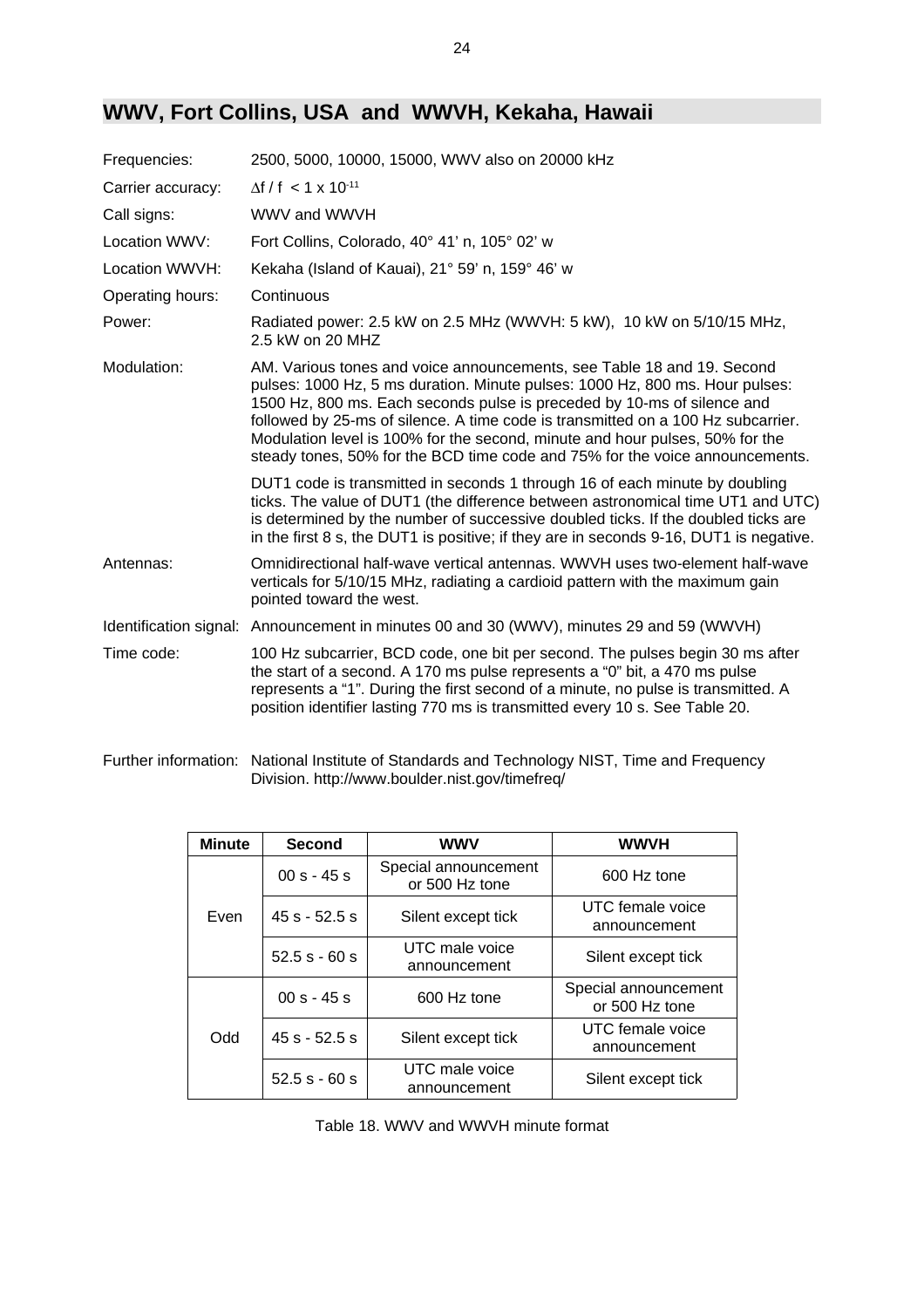## WWV, Fort Collins, USA and WWVH, Kekaha, Hawaii

Frequencies: 2500, 5000, 10000, 15000, WWV also on 20000 kHz

Carrier accuracy: $\Delta f / f < 1 \times 10^{-11}$

Call signs: WWV and WWVH

Location WWV: Fort Collins, Colorado, 40° 41' n, 105° 02' w

Location WWVH: Kekaha (Island of Kauai), 21° 59' n, 159° 46' w

Operating hours: Continuous

Power: Radiated power: 2.5 kW on 2.5 MHz (WWVH: 5 kW), 10 kW on 5/10/15 MHz, 2.5 kW on 20 MHZ

Modulation: AM. Various tones and voice announcements, see Table 18 and 19. Second pulses: 1000 Hz, 5 ms duration. Minute pulses: 1000 Hz, 800 ms. Hour pulses: 1500 Hz, 800 ms. Each seconds pulse is preceded by 10-ms of silence and followed by 25-ms of silence. A time code is transmitted on a 100 Hz subcarrier. Modulation level is 100% for the second, minute and hour pulses, 50% for the steady tones, 50% for the BCD time code and 75% for the voice announcements.

DUT1 code is transmitted in seconds 1 through 16 of each minute by doubling ticks. The value of DUT1 (the difference between astronomical time UT1 and UTC) is determined by the number of successive doubled ticks. If the doubled ticks are in the first 8 s, the DUT1 is positive; if they are in seconds 9-16, DUT1 is negative.

Antennas: Omnidirectional half-wave vertical antennas. WWVH uses two-element half-wave verticals for 5/10/15 MHz, radiating a cardioid pattern with the maximum gain pointed toward the west.

Identification signal: Announcement in minutes 00 and 30 (WWV), minutes 29 and 59 (WWVH)

Time code: 100 Hz subcarrier, BCD code, one bit per second. The pulses begin 30 ms after the start of a second. A 170 ms pulse represents a "0" bit, a 470 ms pulse represents a "1". During the first second of a minute, no pulse is transmitted. A position identifier lasting 770 ms is transmitted every 10 s. See Table 20.

Further information: National Institute of Standards and Technology NIST, Time and Frequency Division. http://www.boulder.nist.gov/timefreq/

| Minute | Second | WWV | WWVH |
|---|---|---|---|
| Even | 00 s - 45 s | Special announcement or 500 Hz tone | 600 Hz tone |
| | 45 s - 52.5 s | Silent except tick | UTC female voice announcement |
| | 52.5 s - 60 s | UTC male voice announcement | Silent except tick |
| Odd | 00 s - 45 s | 600 Hz tone | Special announcement or 500 Hz tone |
| | 45 s - 52.5 s | Silent except tick | UTC female voice announcement |
| | 52.5 s - 60 s | UTC male voice announcement | Silent except tick |

Table 18. WWV and WWVH minute format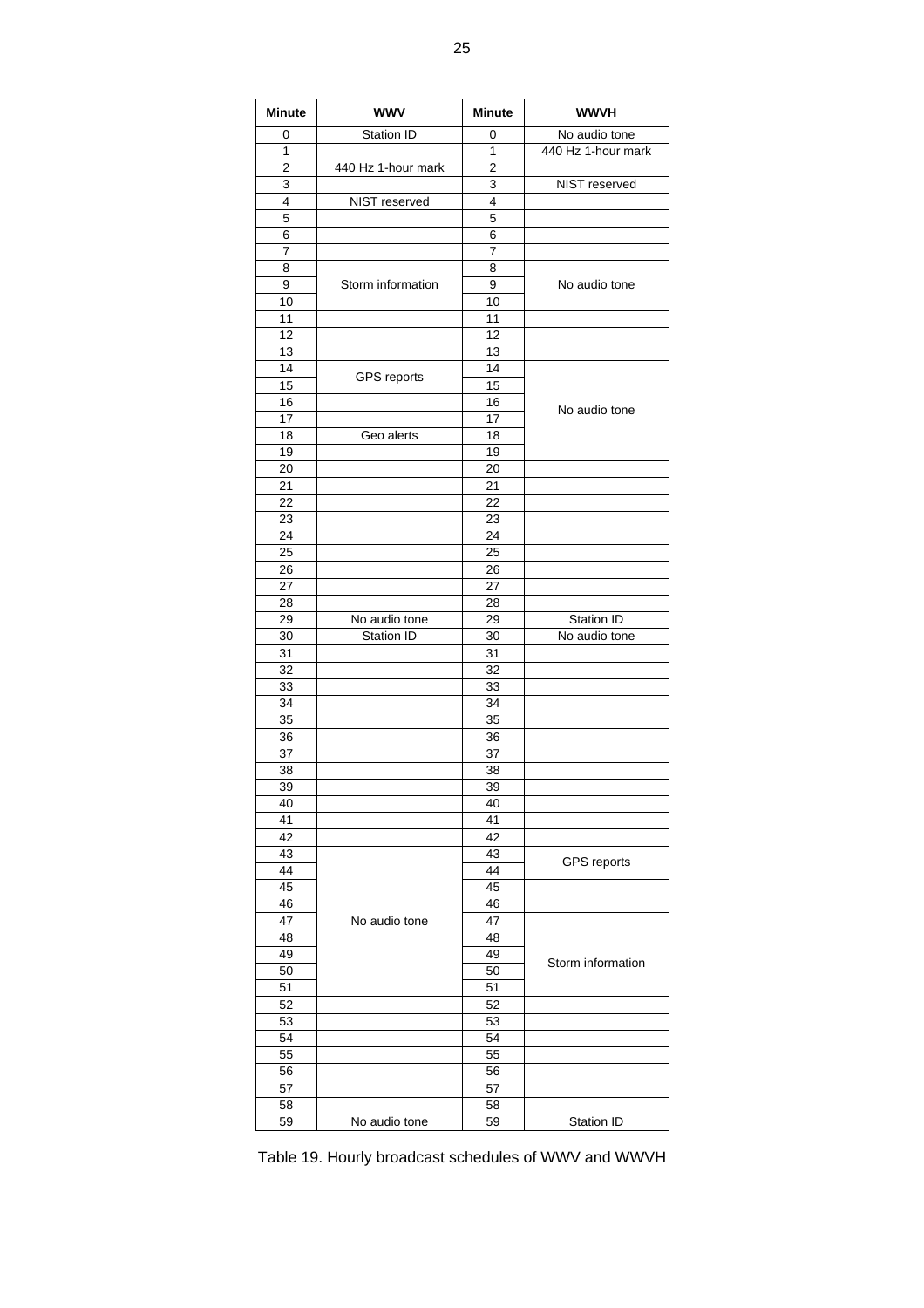| Minute | WWV | Minute | WWVH |
|---|---|---|---|
| 0 | Station ID | 0 | No audio tone |
| 1 | | 1 | 440 Hz 1-hour mark |
| 2 | 440 Hz 1-hour mark | 2 | |
| 3 | | 3 | NIST reserved |
| 4 | NIST reserved | 4 | |
| 5 | | 5 | |
| 6 | | 6 | |
| 7 | | 7 | |
| 8 | Storm information | 8 | No audio tone |
| 9 | | 9 | |
| 10 | | 10 | |
| 11 | | 11 | |
| 12 | | 12 | |
| 13 | | 13 | |
| 14 | GPS reports | 14 | No audio tone |
| 15 | | 15 | |
| 16 | | 16 | |
| 17 | | 17 | |
| 18 | Geo alerts | 18 | |
| 19 | | 19 | |
| 20 | | 20 | |
| 21 | | 21 | |
| 22 | | 22 | |
| 23 | | 23 | |
| 24 | | 24 | |
| 25 | | 25 | |
| 26 | | 26 | |
| 27 | | 27 | |
| 28 | | 28 | |
| 29 | No audio tone | 29 | Station ID |
| 30 | Station ID | 30 | No audio tone |
| 31 | | 31 | |
| 32 | | 32 | |
| 33 | | 33 | |
| 34 | | 34 | |
| 35 | | 35 | |
| 36 | | 36 | |
| 37 | | 37 | |
| 38 | | 38 | |
| 39 | | 39 | |
| 40 | | 40 | |
| 41 | | 41 | |
| 42 | | 42 | |
| 43 | No audio tone | 43 | GPS reports |
| 44 | | 44 | |
| 45 | | 45 | |
| 46 | | 46 | |
| 47 | | 47 | |
| 48 | | 48 | Storm information |
| 49 | | 49 | |
| 50 | | 50 | |
| 51 | | 51 | |
| 52 | | 52 | |
| 53 | | 53 | |
| 54 | | 54 | |
| 55 | | 55 | |
| 56 | | 56 | |
| 57 | | 57 | |
| 58 | | 58 | |
| 59 | No audio tone | 59 | Station ID |

Table 19. Hourly broadcast schedules of WWV and WWVH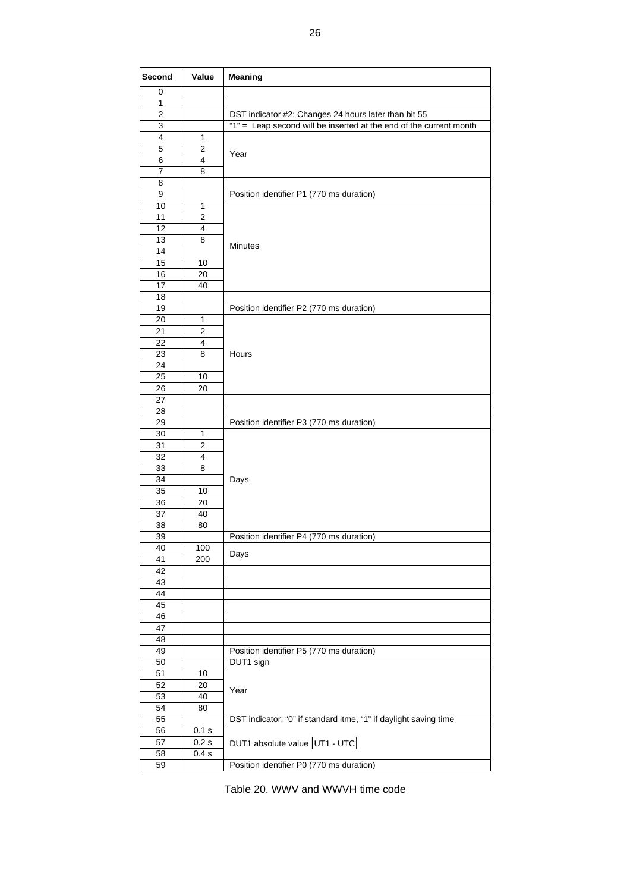| Second | Value | Meaning |
|---|---|---|
| 0 | | |
| 1 | | |
| 2 | | DST indicator #2: Changes 24 hours later than bit 55 |
| 3 | | "1" = Leap second will be inserted at the end of the current month |
| 4 | 1 | Year |
| 5 | 2 | |
| 6 | 4 | |
| 7 | 8 | |
| 8 | | |
| 9 | | Position identifier P1 (770 ms duration) |
| 10 | 1 | Minutes |
| 11 | 2 | |
| 12 | 4 | |
| 13 | 8 | |
| 14 | | |
| 15 | 10 | |
| 16 | 20 | |
| 17 | 40 | |
| 18 | | |
| 19 | | Position identifier P2 (770 ms duration) |
| 20 | 1 | Hours |
| 21 | 2 | |
| 22 | 4 | |
| 23 | 8 | |
| 24 | | |
| 25 | 10 | |
| 26 | 20 | |
| 27 | | |
| 28 | | |
| 29 | | Position identifier P3 (770 ms duration) |
| 30 | 1 | Days |
| 31 | 2 | |
| 32 | 4 | |
| 33 | 8 | |
| 34 | | |
| 35 | 10 | |
| 36 | 20 | |
| 37 | 40 | |
| 38 | 80 | |
| 39 | | Position identifier P4 (770 ms duration) |
| 40 | 100 | Days |
| 41 | 200 | |
| 42 | | |
| 43 | | |
| 44 | | |
| 45 | | |
| 46 | | |
| 47 | | |
| 48 | | |
| 49 | | Position identifier P5 (770 ms duration) |
| 50 | | DUT1 sign |
| 51 | 10 | Year |
| 52 | 20 | |
| 53 | 40 | |
| 54 | 80 | |
| 55 | | DST indicator: "0" if standard itme, "1" if daylight saving time |
| 56 | 0.1 s | DUT1 absolute value $\lvert UT1 - UTC \rvert$ |
| 57 | 0.2 s | |
| 58 | 0.4 s | |
| 59 | | Position identifier P0 (770 ms duration) |

Table 20. WWV and WWVH time code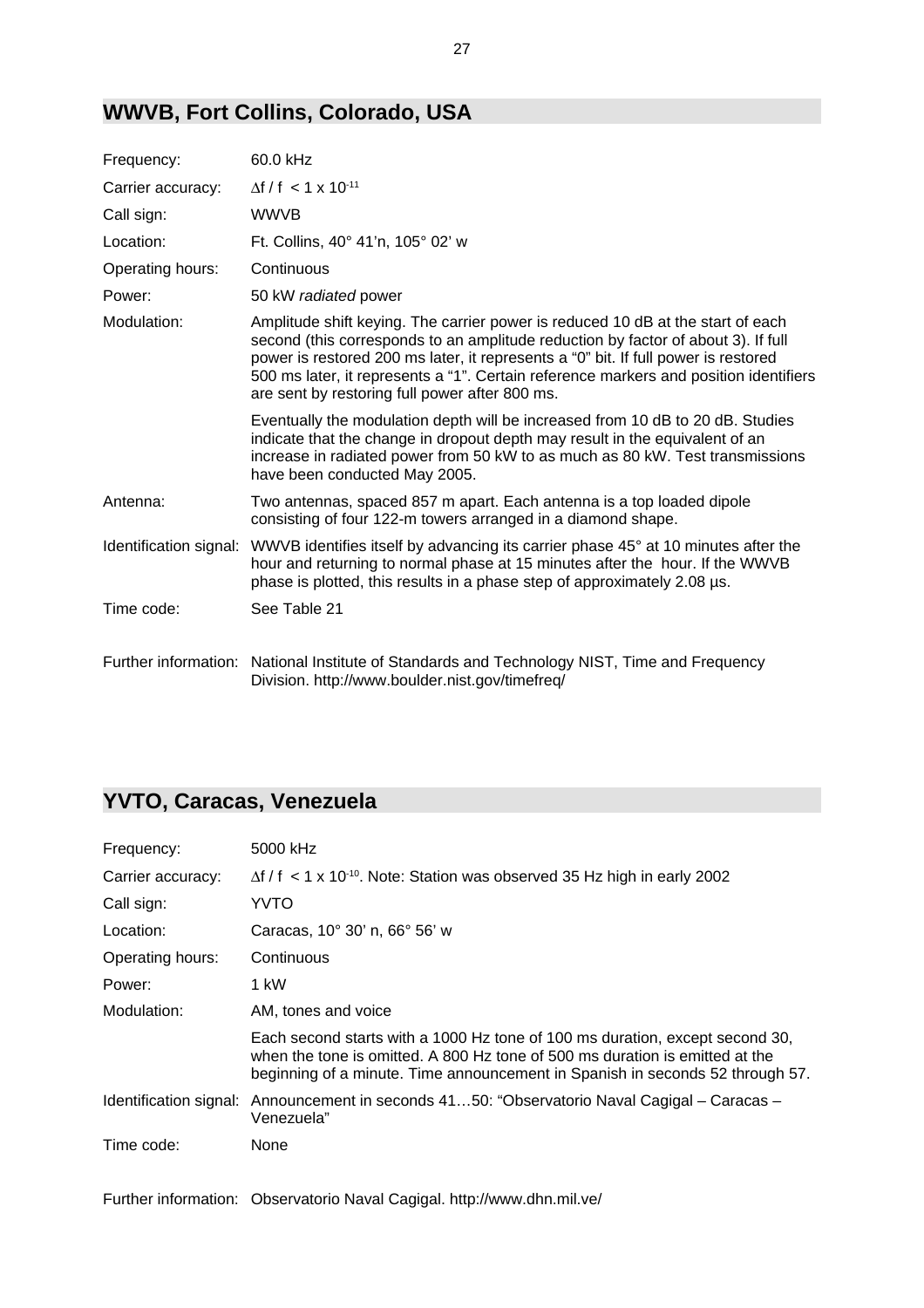## WWVB, Fort Collins, Colorado, USA

| | |
|---|---|
| Frequency: | 60.0 kHz |
| Carrier accuracy: | $\Delta f / f < 1 \times 10^{-11}$ |
| Call sign: | WWVB |
| Location: | Ft. Collins, 40° 41'n, 105° 02' w |
| Operating hours: | Continuous |
| Power: | 50 kW *radiated* power |
| Modulation: | Amplitude shift keying. The carrier power is reduced 10 dB at the start of each second (this corresponds to an amplitude reduction by factor of about 3). If full power is restored 200 ms later, it represents a "0" bit. If full power is restored 500 ms later, it represents a "1". Certain reference markers and position identifiers are sent by restoring full power after 800 ms. |
| | Eventually the modulation depth will be increased from 10 dB to 20 dB. Studies indicate that the change in dropout depth may result in the equivalent of an increase in radiated power from 50 kW to as much as 80 kW. Test transmissions have been conducted May 2005. |
| Antenna: | Two antennas, spaced 857 m apart. Each antenna is a top loaded dipole consisting of four 122-m towers arranged in a diamond shape. |
| Identification signal: | WWVB identifies itself by advancing its carrier phase 45° at 10 minutes after the hour and returning to normal phase at 15 minutes after the hour. If the WWVB phase is plotted, this results in a phase step of approximately 2.08 µs. |
| Time code: | See Table 21 |
| Further information: | National Institute of Standards and Technology NIST, Time and Frequency Division. http://www.boulder.nist.gov/timefreq/ |

## YVTO, Caracas, Venezuela

| | |
|---|---|
| Frequency: | 5000 kHz |
| Carrier accuracy: | $\Delta f / f < 1 \times 10^{-10}$. Note: Station was observed 35 Hz high in early 2002 |
| Call sign: | YVTO |
| Location: | Caracas, 10° 30' n, 66° 56' w |
| Operating hours: | Continuous |
| Power: | 1 kW |
| Modulation: | AM, tones and voice |
| | Each second starts with a 1000 Hz tone of 100 ms duration, except second 30, when the tone is omitted. A 800 Hz tone of 500 ms duration is emitted at the beginning of a minute. Time announcement in Spanish in seconds 52 through 57. |
| Identification signal: | Announcement in seconds 41…50: "Observatorio Naval Cagigal – Caracas – Venezuela" |
| Time code: | None |
| Further information: | Observatorio Naval Cagigal. http://www.dhn.mil.ve/ |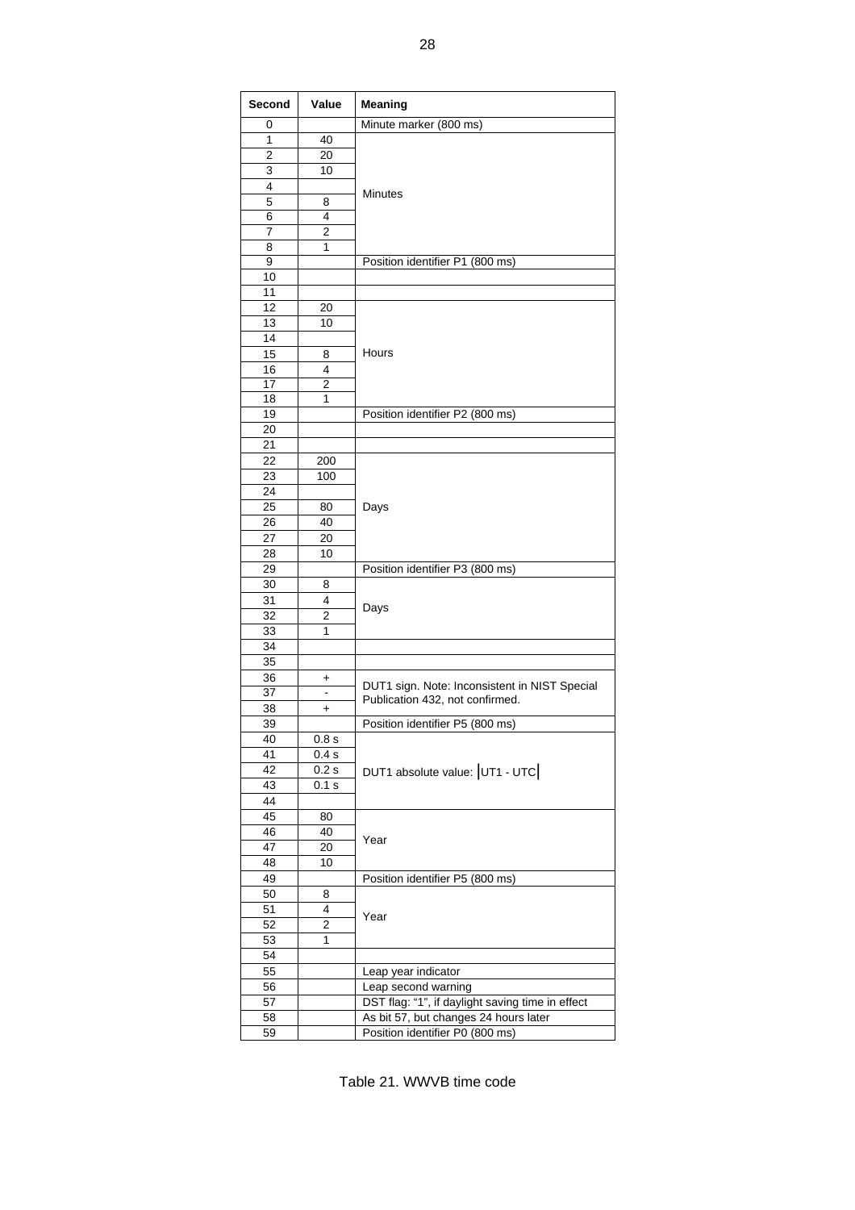| Second | Value | Meaning |
| --- | --- | --- |
| 0 | | Minute marker (800 ms) |
| 1 | 40 | Minutes |
| 2 | 20 | |
| 3 | 10 | |
| 4 | | |
| 5 | 8 | |
| 6 | 4 | |
| 7 | 2 | |
| 8 | 1 | |
| 9 | | Position identifier P1 (800 ms) |
| 10 | | |
| 11 | | |
| 12 | 20 | Hours |
| 13 | 10 | |
| 14 | | |
| 15 | 8 | |
| 16 | 4 | |
| 17 | 2 | |
| 18 | 1 | |
| 19 | | Position identifier P2 (800 ms) |
| 20 | | |
| 21 | | |
| 22 | 200 | Days |
| 23 | 100 | |
| 24 | | |
| 25 | 80 | |
| 26 | 40 | |
| 27 | 20 | |
| 28 | 10 | |
| 29 | | Position identifier P3 (800 ms) |
| 30 | 8 | Days |
| 31 | 4 | |
| 32 | 2 | |
| 33 | 1 | |
| 34 | | |
| 35 | | |
| 36 | + | DUT1 sign. Note: Inconsistent in NIST Special Publication 432, not confirmed. |
| 37 | - | |
| 38 | + | |
| 39 | | Position identifier P5 (800 ms) |
| 40 | 0.8 s | DUT1 absolute value: $\lvert UT1 - UTC \rvert$ |
| 41 | 0.4 s | |
| 42 | 0.2 s | |
| 43 | 0.1 s | |
| 44 | | |
| 45 | 80 | Year |
| 46 | 40 | |
| 47 | 20 | |
| 48 | 10 | |
| 49 | | Position identifier P5 (800 ms) |
| 50 | 8 | Year |
| 51 | 4 | |
| 52 | 2 | |
| 53 | 1 | |
| 54 | | |
| 55 | | Leap year indicator |
| 56 | | Leap second warning |
| 57 | | DST flag: "1", if daylight saving time in effect |
| 58 | | As bit 57, but changes 24 hours later |
| 59 | | Position identifier P0 (800 ms) |

Table 21. WWVB time code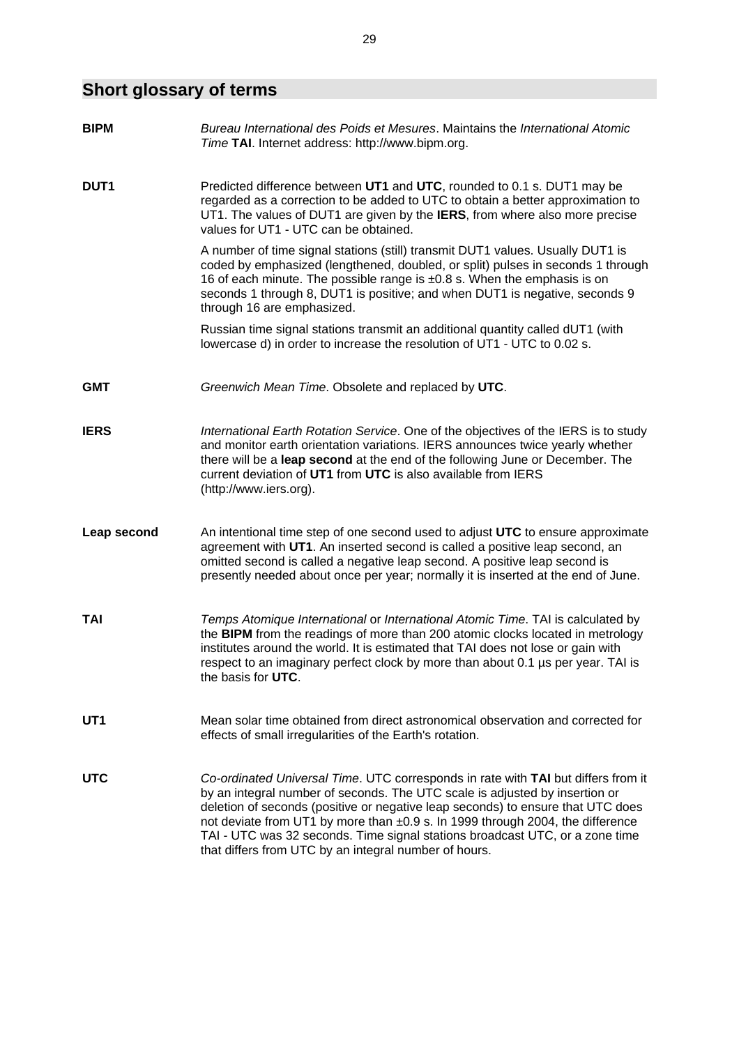## Short glossary of terms

**BIPM** — *Bureau International des Poids et Mesures*. Maintains the *International Atomic Time* **TAI**. Internet address: http://www.bipm.org.

**DUT1** — Predicted difference between **UT1** and **UTC**, rounded to 0.1 s. DUT1 may be regarded as a correction to be added to UTC to obtain a better approximation to UT1. The values of DUT1 are given by the **IERS**, from where also more precise values for UT1 - UTC can be obtained.

A number of time signal stations (still) transmit DUT1 values. Usually DUT1 is coded by emphasized (lengthened, doubled, or split) pulses in seconds 1 through 16 of each minute. The possible range is ±0.8 s. When the emphasis is on seconds 1 through 8, DUT1 is positive; and when DUT1 is negative, seconds 9 through 16 are emphasized.

Russian time signal stations transmit an additional quantity called dUT1 (with lowercase d) in order to increase the resolution of UT1 - UTC to 0.02 s.

**GMT** — *Greenwich Mean Time*. Obsolete and replaced by **UTC**.

**IERS** — *International Earth Rotation Service*. One of the objectives of the IERS is to study and monitor earth orientation variations. IERS announces twice yearly whether there will be a **leap second** at the end of the following June or December. The current deviation of **UT1** from **UTC** is also available from IERS (http://www.iers.org).

**Leap second** — An intentional time step of one second used to adjust **UTC** to ensure approximate agreement with **UT1**. An inserted second is called a positive leap second, an omitted second is called a negative leap second. A positive leap second is presently needed about once per year; normally it is inserted at the end of June.

**TAI** — *Temps Atomique International* or *International Atomic Time*. TAI is calculated by the **BIPM** from the readings of more than 200 atomic clocks located in metrology institutes around the world. It is estimated that TAI does not lose or gain with respect to an imaginary perfect clock by more than about 0.1 µs per year. TAI is the basis for **UTC**.

**UT1** — Mean solar time obtained from direct astronomical observation and corrected for effects of small irregularities of the Earth's rotation.

**UTC** — *Co-ordinated Universal Time*. UTC corresponds in rate with **TAI** but differs from it by an integral number of seconds. The UTC scale is adjusted by insertion or deletion of seconds (positive or negative leap seconds) to ensure that UTC does not deviate from UT1 by more than ±0.9 s. In 1999 through 2004, the difference TAI - UTC was 32 seconds. Time signal stations broadcast UTC, or a zone time that differs from UTC by an integral number of hours.